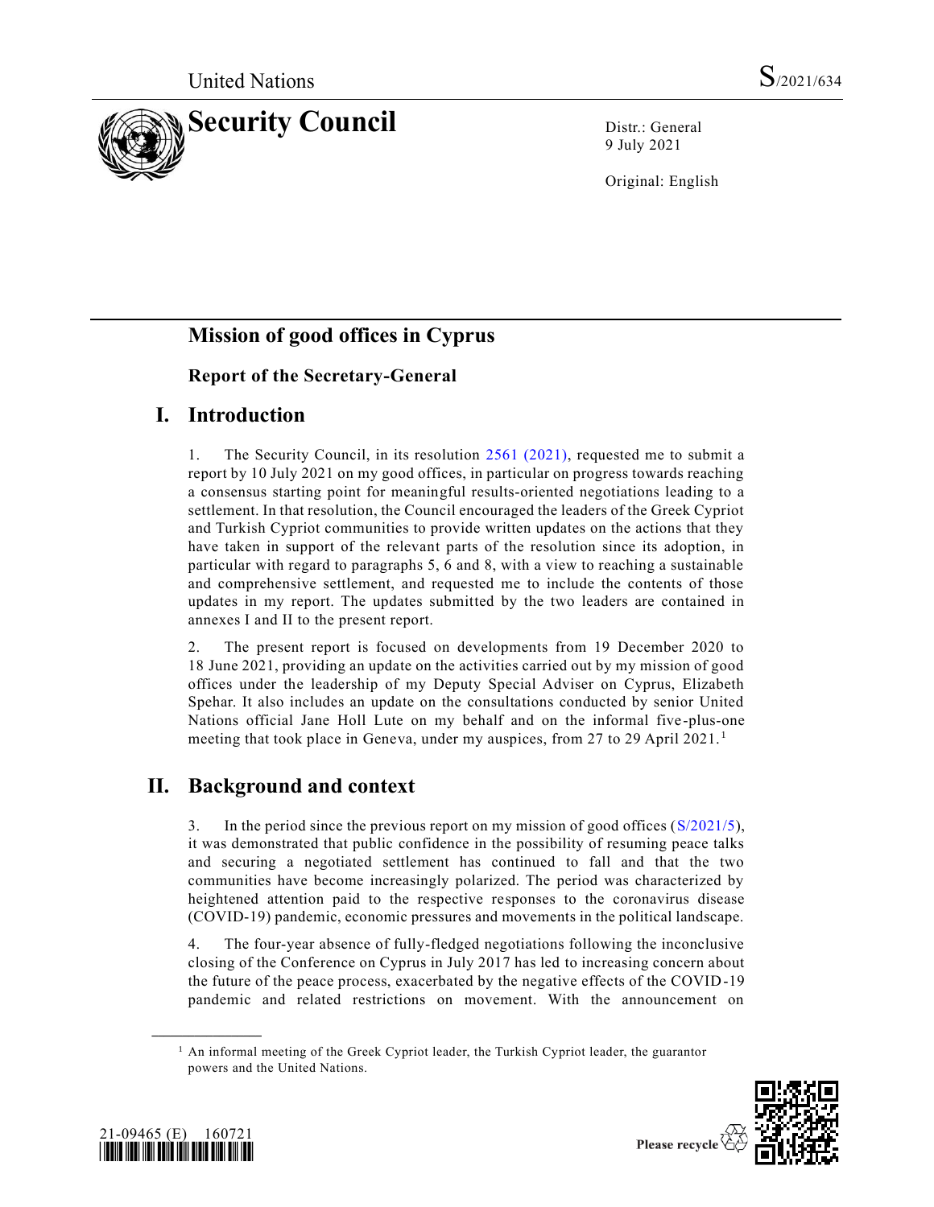United Nations S/2021/634

# Security Council

Distr.: General
9 July 2021

Original: English

## Mission of good offices in Cyprus

### Report of the Secretary-General

## I. Introduction

1. The Security Council, in its resolution 2561 (2021), requested me to submit a report by 10 July 2021 on my good offices, in particular on progress towards reaching a consensus starting point for meaningful results-oriented negotiations leading to a settlement. In that resolution, the Council encouraged the leaders of the Greek Cypriot and Turkish Cypriot communities to provide written updates on the actions that they have taken in support of the relevant parts of the resolution since its adoption, in particular with regard to paragraphs 5, 6 and 8, with a view to reaching a sustainable and comprehensive settlement, and requested me to include the contents of those updates in my report. The updates submitted by the two leaders are contained in annexes I and II to the present report.

2. The present report is focused on developments from 19 December 2020 to 18 June 2021, providing an update on the activities carried out by my mission of good offices under the leadership of my Deputy Special Adviser on Cyprus, Elizabeth Spehar. It also includes an update on the consultations conducted by senior United Nations official Jane Holl Lute on my behalf and on the informal five-plus-one meeting that took place in Geneva, under my auspices, from 27 to 29 April 2021.[1]

## II. Background and context

3. In the period since the previous report on my mission of good offices (S/2021/5), it was demonstrated that public confidence in the possibility of resuming peace talks and securing a negotiated settlement has continued to fall and that the two communities have become increasingly polarized. The period was characterized by heightened attention paid to the respective responses to the coronavirus disease (COVID-19) pandemic, economic pressures and movements in the political landscape.

4. The four-year absence of fully-fledged negotiations following the inconclusive closing of the Conference on Cyprus in July 2017 has led to increasing concern about the future of the peace process, exacerbated by the negative effects of the COVID-19 pandemic and related restrictions on movement. With the announcement on

[1] An informal meeting of the Greek Cypriot leader, the Turkish Cypriot leader, the guarantor powers and the United Nations.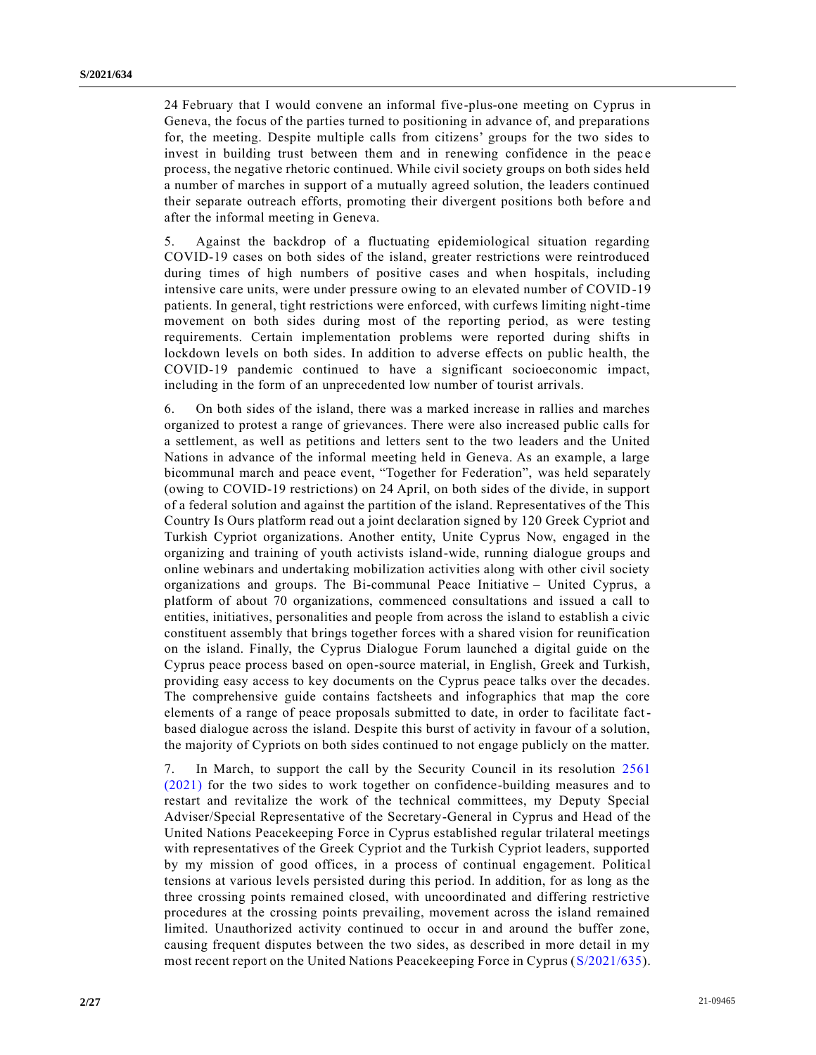24 February that I would convene an informal five-plus-one meeting on Cyprus in Geneva, the focus of the parties turned to positioning in advance of, and preparations for, the meeting. Despite multiple calls from citizens' groups for the two sides to invest in building trust between them and in renewing confidence in the peace process, the negative rhetoric continued. While civil society groups on both sides held a number of marches in support of a mutually agreed solution, the leaders continued their separate outreach efforts, promoting their divergent positions both before and after the informal meeting in Geneva.

5. Against the backdrop of a fluctuating epidemiological situation regarding COVID-19 cases on both sides of the island, greater restrictions were reintroduced during times of high numbers of positive cases and when hospitals, including intensive care units, were under pressure owing to an elevated number of COVID-19 patients. In general, tight restrictions were enforced, with curfews limiting night-time movement on both sides during most of the reporting period, as were testing requirements. Certain implementation problems were reported during shifts in lockdown levels on both sides. In addition to adverse effects on public health, the COVID-19 pandemic continued to have a significant socioeconomic impact, including in the form of an unprecedented low number of tourist arrivals.

6. On both sides of the island, there was a marked increase in rallies and marches organized to protest a range of grievances. There were also increased public calls for a settlement, as well as petitions and letters sent to the two leaders and the United Nations in advance of the informal meeting held in Geneva. As an example, a large bicommunal march and peace event, "Together for Federation", was held separately (owing to COVID-19 restrictions) on 24 April, on both sides of the divide, in support of a federal solution and against the partition of the island. Representatives of the This Country Is Ours platform read out a joint declaration signed by 120 Greek Cypriot and Turkish Cypriot organizations. Another entity, Unite Cyprus Now, engaged in the organizing and training of youth activists island-wide, running dialogue groups and online webinars and undertaking mobilization activities along with other civil society organizations and groups. The Bi-communal Peace Initiative – United Cyprus, a platform of about 70 organizations, commenced consultations and issued a call to entities, initiatives, personalities and people from across the island to establish a civic constituent assembly that brings together forces with a shared vision for reunification on the island. Finally, the Cyprus Dialogue Forum launched a digital guide on the Cyprus peace process based on open-source material, in English, Greek and Turkish, providing easy access to key documents on the Cyprus peace talks over the decades. The comprehensive guide contains factsheets and infographics that map the core elements of a range of peace proposals submitted to date, in order to facilitate fact-based dialogue across the island. Despite this burst of activity in favour of a solution, the majority of Cypriots on both sides continued to not engage publicly on the matter.

7. In March, to support the call by the Security Council in its resolution 2561 (2021) for the two sides to work together on confidence-building measures and to restart and revitalize the work of the technical committees, my Deputy Special Adviser/Special Representative of the Secretary-General in Cyprus and Head of the United Nations Peacekeeping Force in Cyprus established regular trilateral meetings with representatives of the Greek Cypriot and the Turkish Cypriot leaders, supported by my mission of good offices, in a process of continual engagement. Political tensions at various levels persisted during this period. In addition, for as long as the three crossing points remained closed, with uncoordinated and differing restrictive procedures at the crossing points prevailing, movement across the island remained limited. Unauthorized activity continued to occur in and around the buffer zone, causing frequent disputes between the two sides, as described in more detail in my most recent report on the United Nations Peacekeeping Force in Cyprus (S/2021/635).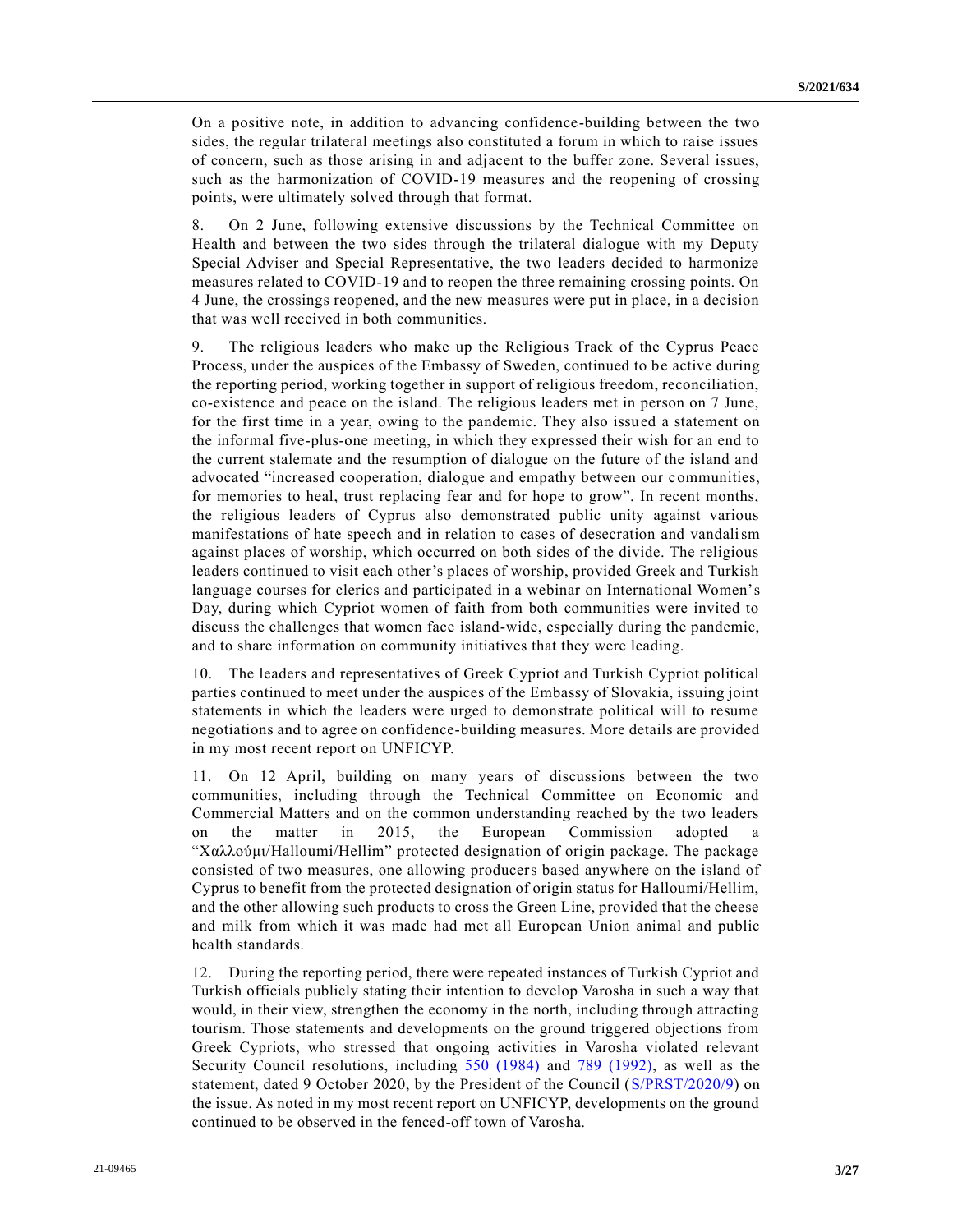On a positive note, in addition to advancing confidence-building between the two sides, the regular trilateral meetings also constituted a forum in which to raise issues of concern, such as those arising in and adjacent to the buffer zone. Several issues, such as the harmonization of COVID-19 measures and the reopening of crossing points, were ultimately solved through that format.

8. On 2 June, following extensive discussions by the Technical Committee on Health and between the two sides through the trilateral dialogue with my Deputy Special Adviser and Special Representative, the two leaders decided to harmonize measures related to COVID-19 and to reopen the three remaining crossing points. On 4 June, the crossings reopened, and the new measures were put in place, in a decision that was well received in both communities.

9. The religious leaders who make up the Religious Track of the Cyprus Peace Process, under the auspices of the Embassy of Sweden, continued to be active during the reporting period, working together in support of religious freedom, reconciliation, co-existence and peace on the island. The religious leaders met in person on 7 June, for the first time in a year, owing to the pandemic. They also issued a statement on the informal five-plus-one meeting, in which they expressed their wish for an end to the current stalemate and the resumption of dialogue on the future of the island and advocated "increased cooperation, dialogue and empathy between our communities, for memories to heal, trust replacing fear and for hope to grow". In recent months, the religious leaders of Cyprus also demonstrated public unity against various manifestations of hate speech and in relation to cases of desecration and vandalism against places of worship, which occurred on both sides of the divide. The religious leaders continued to visit each other's places of worship, provided Greek and Turkish language courses for clerics and participated in a webinar on International Women's Day, during which Cypriot women of faith from both communities were invited to discuss the challenges that women face island-wide, especially during the pandemic, and to share information on community initiatives that they were leading.

10. The leaders and representatives of Greek Cypriot and Turkish Cypriot political parties continued to meet under the auspices of the Embassy of Slovakia, issuing joint statements in which the leaders were urged to demonstrate political will to resume negotiations and to agree on confidence-building measures. More details are provided in my most recent report on UNFICYP.

11. On 12 April, building on many years of discussions between the two communities, including through the Technical Committee on Economic and Commercial Matters and on the common understanding reached by the two leaders on the matter in 2015, the European Commission adopted a "Χαλλούμι/Halloumi/Hellim" protected designation of origin package. The package consisted of two measures, one allowing producers based anywhere on the island of Cyprus to benefit from the protected designation of origin status for Halloumi/Hellim, and the other allowing such products to cross the Green Line, provided that the cheese and milk from which it was made had met all European Union animal and public health standards.

12. During the reporting period, there were repeated instances of Turkish Cypriot and Turkish officials publicly stating their intention to develop Varosha in such a way that would, in their view, strengthen the economy in the north, including through attracting tourism. Those statements and developments on the ground triggered objections from Greek Cypriots, who stressed that ongoing activities in Varosha violated relevant Security Council resolutions, including 550 (1984) and 789 (1992), as well as the statement, dated 9 October 2020, by the President of the Council (S/PRST/2020/9) on the issue. As noted in my most recent report on UNFICYP, developments on the ground continued to be observed in the fenced-off town of Varosha.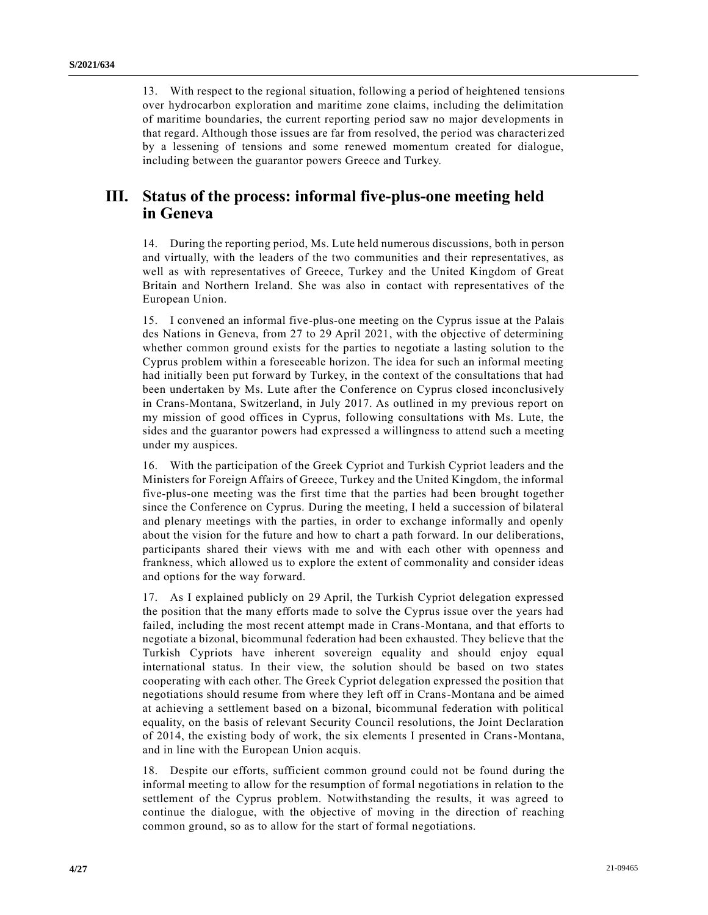13. With respect to the regional situation, following a period of heightened tensions over hydrocarbon exploration and maritime zone claims, including the delimitation of maritime boundaries, the current reporting period saw no major developments in that regard. Although those issues are far from resolved, the period was characterized by a lessening of tensions and some renewed momentum created for dialogue, including between the guarantor powers Greece and Turkey.

## III. Status of the process: informal five-plus-one meeting held in Geneva

14. During the reporting period, Ms. Lute held numerous discussions, both in person and virtually, with the leaders of the two communities and their representatives, as well as with representatives of Greece, Turkey and the United Kingdom of Great Britain and Northern Ireland. She was also in contact with representatives of the European Union.

15. I convened an informal five-plus-one meeting on the Cyprus issue at the Palais des Nations in Geneva, from 27 to 29 April 2021, with the objective of determining whether common ground exists for the parties to negotiate a lasting solution to the Cyprus problem within a foreseeable horizon. The idea for such an informal meeting had initially been put forward by Turkey, in the context of the consultations that had been undertaken by Ms. Lute after the Conference on Cyprus closed inconclusively in Crans-Montana, Switzerland, in July 2017. As outlined in my previous report on my mission of good offices in Cyprus, following consultations with Ms. Lute, the sides and the guarantor powers had expressed a willingness to attend such a meeting under my auspices.

16. With the participation of the Greek Cypriot and Turkish Cypriot leaders and the Ministers for Foreign Affairs of Greece, Turkey and the United Kingdom, the informal five-plus-one meeting was the first time that the parties had been brought together since the Conference on Cyprus. During the meeting, I held a succession of bilateral and plenary meetings with the parties, in order to exchange informally and openly about the vision for the future and how to chart a path forward. In our deliberations, participants shared their views with me and with each other with openness and frankness, which allowed us to explore the extent of commonality and consider ideas and options for the way forward.

17. As I explained publicly on 29 April, the Turkish Cypriot delegation expressed the position that the many efforts made to solve the Cyprus issue over the years had failed, including the most recent attempt made in Crans-Montana, and that efforts to negotiate a bizonal, bicommunal federation had been exhausted. They believe that the Turkish Cypriots have inherent sovereign equality and should enjoy equal international status. In their view, the solution should be based on two states cooperating with each other. The Greek Cypriot delegation expressed the position that negotiations should resume from where they left off in Crans-Montana and be aimed at achieving a settlement based on a bizonal, bicommunal federation with political equality, on the basis of relevant Security Council resolutions, the Joint Declaration of 2014, the existing body of work, the six elements I presented in Crans-Montana, and in line with the European Union acquis.

18. Despite our efforts, sufficient common ground could not be found during the informal meeting to allow for the resumption of formal negotiations in relation to the settlement of the Cyprus problem. Notwithstanding the results, it was agreed to continue the dialogue, with the objective of moving in the direction of reaching common ground, so as to allow for the start of formal negotiations.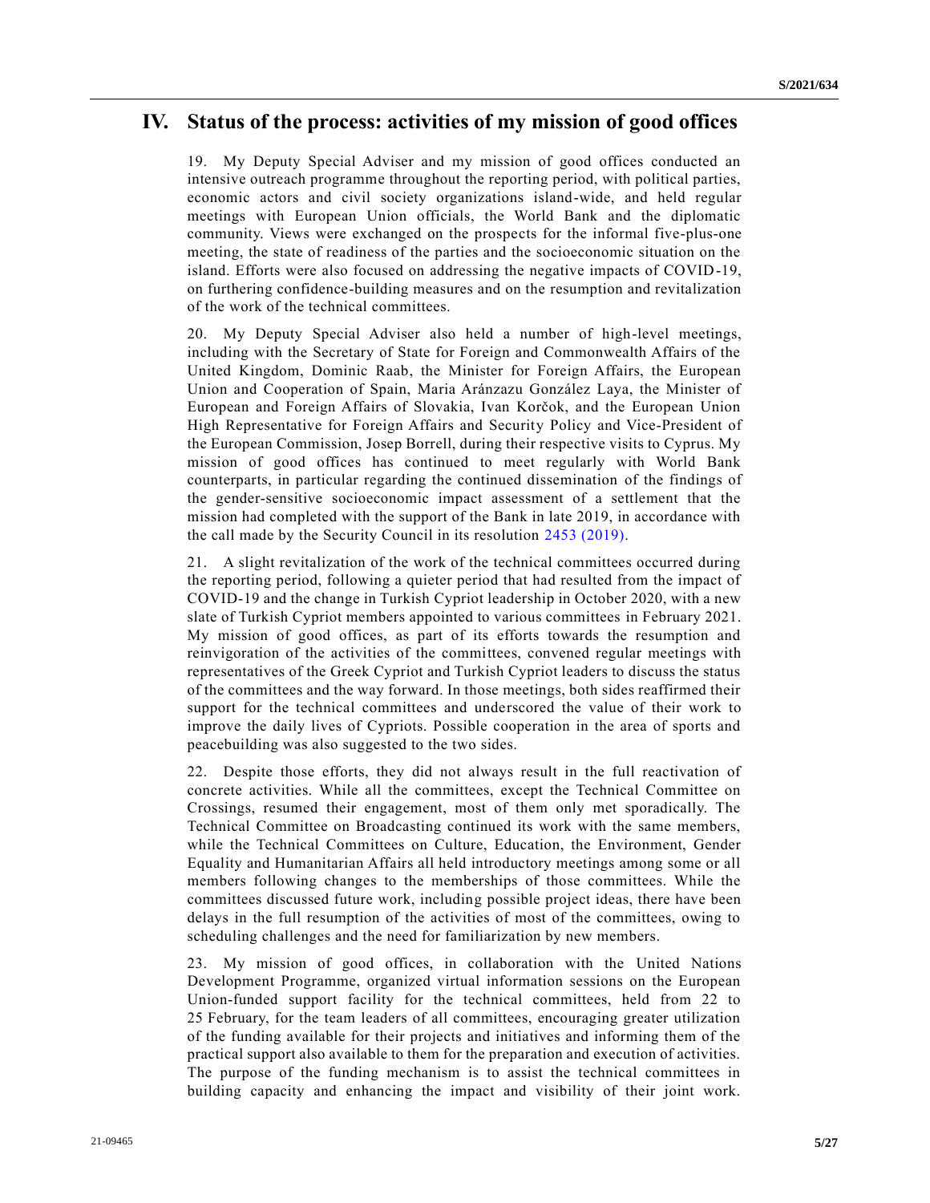## IV. Status of the process: activities of my mission of good offices

19. My Deputy Special Adviser and my mission of good offices conducted an intensive outreach programme throughout the reporting period, with political parties, economic actors and civil society organizations island-wide, and held regular meetings with European Union officials, the World Bank and the diplomatic community. Views were exchanged on the prospects for the informal five-plus-one meeting, the state of readiness of the parties and the socioeconomic situation on the island. Efforts were also focused on addressing the negative impacts of COVID-19, on furthering confidence-building measures and on the resumption and revitalization of the work of the technical committees.

20. My Deputy Special Adviser also held a number of high-level meetings, including with the Secretary of State for Foreign and Commonwealth Affairs of the United Kingdom, Dominic Raab, the Minister for Foreign Affairs, the European Union and Cooperation of Spain, Maria Aránzazu González Laya, the Minister of European and Foreign Affairs of Slovakia, Ivan Korčok, and the European Union High Representative for Foreign Affairs and Security Policy and Vice-President of the European Commission, Josep Borrell, during their respective visits to Cyprus. My mission of good offices has continued to meet regularly with World Bank counterparts, in particular regarding the continued dissemination of the findings of the gender-sensitive socioeconomic impact assessment of a settlement that the mission had completed with the support of the Bank in late 2019, in accordance with the call made by the Security Council in its resolution 2453 (2019).

21. A slight revitalization of the work of the technical committees occurred during the reporting period, following a quieter period that had resulted from the impact of COVID-19 and the change in Turkish Cypriot leadership in October 2020, with a new slate of Turkish Cypriot members appointed to various committees in February 2021. My mission of good offices, as part of its efforts towards the resumption and reinvigoration of the activities of the committees, convened regular meetings with representatives of the Greek Cypriot and Turkish Cypriot leaders to discuss the status of the committees and the way forward. In those meetings, both sides reaffirmed their support for the technical committees and underscored the value of their work to improve the daily lives of Cypriots. Possible cooperation in the area of sports and peacebuilding was also suggested to the two sides.

22. Despite those efforts, they did not always result in the full reactivation of concrete activities. While all the committees, except the Technical Committee on Crossings, resumed their engagement, most of them only met sporadically. The Technical Committee on Broadcasting continued its work with the same members, while the Technical Committees on Culture, Education, the Environment, Gender Equality and Humanitarian Affairs all held introductory meetings among some or all members following changes to the memberships of those committees. While the committees discussed future work, including possible project ideas, there have been delays in the full resumption of the activities of most of the committees, owing to scheduling challenges and the need for familiarization by new members.

23. My mission of good offices, in collaboration with the United Nations Development Programme, organized virtual information sessions on the European Union-funded support facility for the technical committees, held from 22 to 25 February, for the team leaders of all committees, encouraging greater utilization of the funding available for their projects and initiatives and informing them of the practical support also available to them for the preparation and execution of activities. The purpose of the funding mechanism is to assist the technical committees in building capacity and enhancing the impact and visibility of their joint work.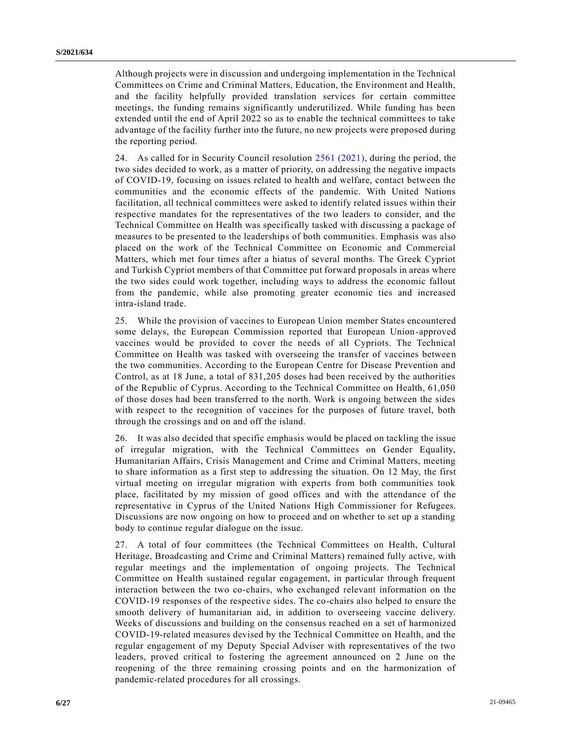Although projects were in discussion and undergoing implementation in the Technical Committees on Crime and Criminal Matters, Education, the Environment and Health, and the facility helpfully provided translation services for certain committee meetings, the funding remains significantly underutilized. While funding has been extended until the end of April 2022 so as to enable the technical committees to take advantage of the facility further into the future, no new projects were proposed during the reporting period.

24. As called for in Security Council resolution 2561 (2021), during the period, the two sides decided to work, as a matter of priority, on addressing the negative impacts of COVID-19, focusing on issues related to health and welfare, contact between the communities and the economic effects of the pandemic. With United Nations facilitation, all technical committees were asked to identify related issues within their respective mandates for the representatives of the two leaders to consider, and the Technical Committee on Health was specifically tasked with discussing a package of measures to be presented to the leaderships of both communities. Emphasis was also placed on the work of the Technical Committee on Economic and Commercial Matters, which met four times after a hiatus of several months. The Greek Cypriot and Turkish Cypriot members of that Committee put forward proposals in areas where the two sides could work together, including ways to address the economic fallout from the pandemic, while also promoting greater economic ties and increased intra-island trade.

25. While the provision of vaccines to European Union member States encountered some delays, the European Commission reported that European Union-approved vaccines would be provided to cover the needs of all Cypriots. The Technical Committee on Health was tasked with overseeing the transfer of vaccines between the two communities. According to the European Centre for Disease Prevention and Control, as at 18 June, a total of 831,205 doses had been received by the authorities of the Republic of Cyprus. According to the Technical Committee on Health, 61,050 of those doses had been transferred to the north. Work is ongoing between the sides with respect to the recognition of vaccines for the purposes of future travel, both through the crossings and on and off the island.

26. It was also decided that specific emphasis would be placed on tackling the issue of irregular migration, with the Technical Committees on Gender Equality, Humanitarian Affairs, Crisis Management and Crime and Criminal Matters, meeting to share information as a first step to addressing the situation. On 12 May, the first virtual meeting on irregular migration with experts from both communities took place, facilitated by my mission of good offices and with the attendance of the representative in Cyprus of the United Nations High Commissioner for Refugees. Discussions are now ongoing on how to proceed and on whether to set up a standing body to continue regular dialogue on the issue.

27. A total of four committees (the Technical Committees on Health, Cultural Heritage, Broadcasting and Crime and Criminal Matters) remained fully active, with regular meetings and the implementation of ongoing projects. The Technical Committee on Health sustained regular engagement, in particular through frequent interaction between the two co-chairs, who exchanged relevant information on the COVID-19 responses of the respective sides. The co-chairs also helped to ensure the smooth delivery of humanitarian aid, in addition to overseeing vaccine delivery. Weeks of discussions and building on the consensus reached on a set of harmonized COVID-19-related measures devised by the Technical Committee on Health, and the regular engagement of my Deputy Special Adviser with representatives of the two leaders, proved critical to fostering the agreement announced on 2 June on the reopening of the three remaining crossing points and on the harmonization of pandemic-related procedures for all crossings.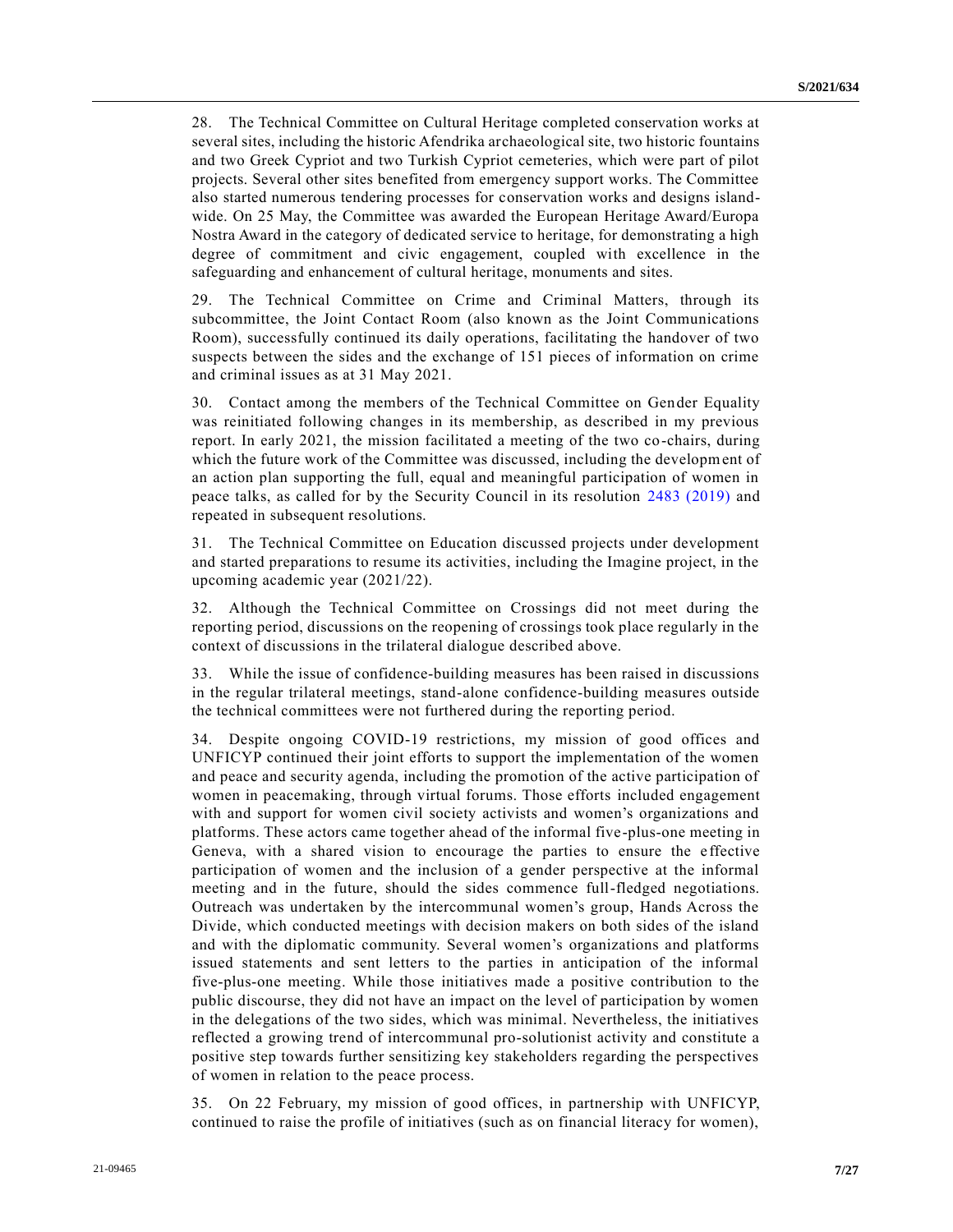28. The Technical Committee on Cultural Heritage completed conservation works at several sites, including the historic Afendrika archaeological site, two historic fountains and two Greek Cypriot and two Turkish Cypriot cemeteries, which were part of pilot projects. Several other sites benefited from emergency support works. The Committee also started numerous tendering processes for conservation works and designs island-wide. On 25 May, the Committee was awarded the European Heritage Award/Europa Nostra Award in the category of dedicated service to heritage, for demonstrating a high degree of commitment and civic engagement, coupled with excellence in the safeguarding and enhancement of cultural heritage, monuments and sites.

29. The Technical Committee on Crime and Criminal Matters, through its subcommittee, the Joint Contact Room (also known as the Joint Communications Room), successfully continued its daily operations, facilitating the handover of two suspects between the sides and the exchange of 151 pieces of information on crime and criminal issues as at 31 May 2021.

30. Contact among the members of the Technical Committee on Gender Equality was reinitiated following changes in its membership, as described in my previous report. In early 2021, the mission facilitated a meeting of the two co-chairs, during which the future work of the Committee was discussed, including the development of an action plan supporting the full, equal and meaningful participation of women in peace talks, as called for by the Security Council in its resolution 2483 (2019) and repeated in subsequent resolutions.

31. The Technical Committee on Education discussed projects under development and started preparations to resume its activities, including the Imagine project, in the upcoming academic year (2021/22).

32. Although the Technical Committee on Crossings did not meet during the reporting period, discussions on the reopening of crossings took place regularly in the context of discussions in the trilateral dialogue described above.

33. While the issue of confidence-building measures has been raised in discussions in the regular trilateral meetings, stand-alone confidence-building measures outside the technical committees were not furthered during the reporting period.

34. Despite ongoing COVID-19 restrictions, my mission of good offices and UNFICYP continued their joint efforts to support the implementation of the women and peace and security agenda, including the promotion of the active participation of women in peacemaking, through virtual forums. Those efforts included engagement with and support for women civil society activists and women's organizations and platforms. These actors came together ahead of the informal five-plus-one meeting in Geneva, with a shared vision to encourage the parties to ensure the effective participation of women and the inclusion of a gender perspective at the informal meeting and in the future, should the sides commence full-fledged negotiations. Outreach was undertaken by the intercommunal women's group, Hands Across the Divide, which conducted meetings with decision makers on both sides of the island and with the diplomatic community. Several women's organizations and platforms issued statements and sent letters to the parties in anticipation of the informal five-plus-one meeting. While those initiatives made a positive contribution to the public discourse, they did not have an impact on the level of participation by women in the delegations of the two sides, which was minimal. Nevertheless, the initiatives reflected a growing trend of intercommunal pro-solutionist activity and constitute a positive step towards further sensitizing key stakeholders regarding the perspectives of women in relation to the peace process.

35. On 22 February, my mission of good offices, in partnership with UNFICYP, continued to raise the profile of initiatives (such as on financial literacy for women),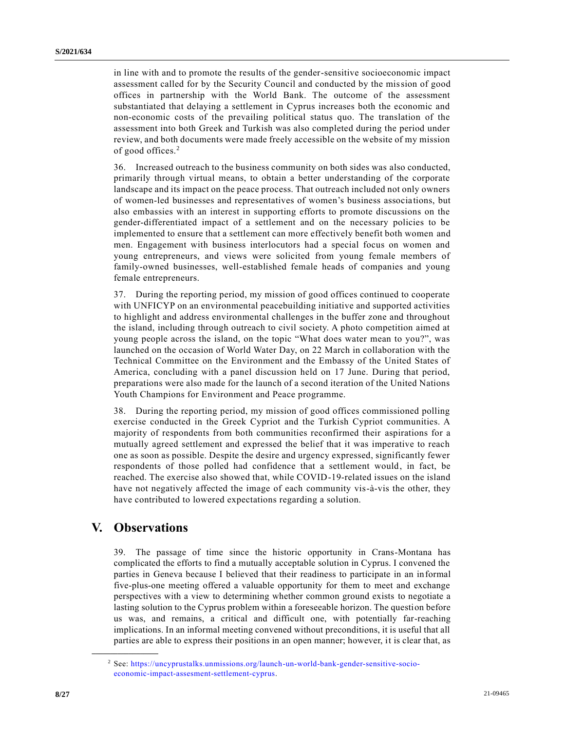in line with and to promote the results of the gender-sensitive socioeconomic impact assessment called for by the Security Council and conducted by the mission of good offices in partnership with the World Bank. The outcome of the assessment substantiated that delaying a settlement in Cyprus increases both the economic and non-economic costs of the prevailing political status quo. The translation of the assessment into both Greek and Turkish was also completed during the period under review, and both documents were made freely accessible on the website of my mission of good offices.[2]

36. Increased outreach to the business community on both sides was also conducted, primarily through virtual means, to obtain a better understanding of the corporate landscape and its impact on the peace process. That outreach included not only owners of women-led businesses and representatives of women's business associations, but also embassies with an interest in supporting efforts to promote discussions on the gender-differentiated impact of a settlement and on the necessary policies to be implemented to ensure that a settlement can more effectively benefit both women and men. Engagement with business interlocutors had a special focus on women and young entrepreneurs, and views were solicited from young female members of family-owned businesses, well-established female heads of companies and young female entrepreneurs.

37. During the reporting period, my mission of good offices continued to cooperate with UNFICYP on an environmental peacebuilding initiative and supported activities to highlight and address environmental challenges in the buffer zone and throughout the island, including through outreach to civil society. A photo competition aimed at young people across the island, on the topic "What does water mean to you?", was launched on the occasion of World Water Day, on 22 March in collaboration with the Technical Committee on the Environment and the Embassy of the United States of America, concluding with a panel discussion held on 17 June. During that period, preparations were also made for the launch of a second iteration of the United Nations Youth Champions for Environment and Peace programme.

38. During the reporting period, my mission of good offices commissioned polling exercise conducted in the Greek Cypriot and the Turkish Cypriot communities. A majority of respondents from both communities reconfirmed their aspirations for a mutually agreed settlement and expressed the belief that it was imperative to reach one as soon as possible. Despite the desire and urgency expressed, significantly fewer respondents of those polled had confidence that a settlement would, in fact, be reached. The exercise also showed that, while COVID-19-related issues on the island have not negatively affected the image of each community vis-à-vis the other, they have contributed to lowered expectations regarding a solution.

## V. Observations

39. The passage of time since the historic opportunity in Crans-Montana has complicated the efforts to find a mutually acceptable solution in Cyprus. I convened the parties in Geneva because I believed that their readiness to participate in an informal five-plus-one meeting offered a valuable opportunity for them to meet and exchange perspectives with a view to determining whether common ground exists to negotiate a lasting solution to the Cyprus problem within a foreseeable horizon. The question before us was, and remains, a critical and difficult one, with potentially far-reaching implications. In an informal meeting convened without preconditions, it is useful that all parties are able to express their positions in an open manner; however, it is clear that, as

---

[2] See: https://uncyprustalks.unmissions.org/launch-un-world-bank-gender-sensitive-socio-economic-impact-assesment-settlement-cyprus.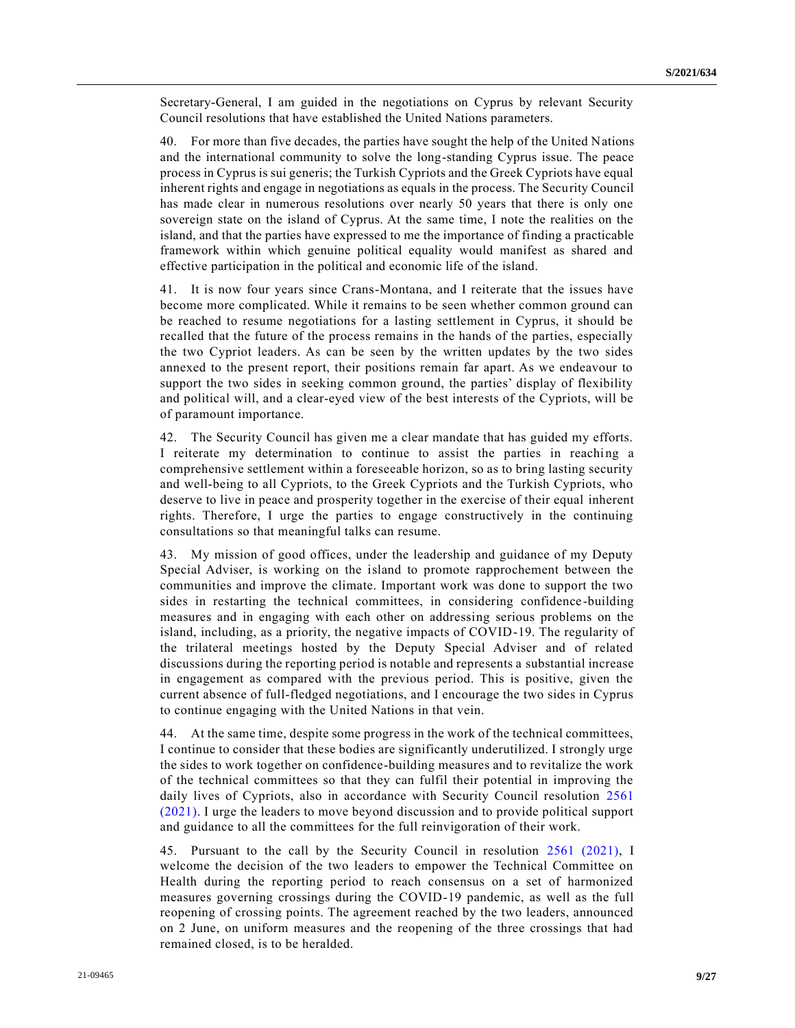Secretary-General, I am guided in the negotiations on Cyprus by relevant Security Council resolutions that have established the United Nations parameters.

40. For more than five decades, the parties have sought the help of the United Nations and the international community to solve the long-standing Cyprus issue. The peace process in Cyprus is sui generis; the Turkish Cypriots and the Greek Cypriots have equal inherent rights and engage in negotiations as equals in the process. The Security Council has made clear in numerous resolutions over nearly 50 years that there is only one sovereign state on the island of Cyprus. At the same time, I note the realities on the island, and that the parties have expressed to me the importance of finding a practicable framework within which genuine political equality would manifest as shared and effective participation in the political and economic life of the island.

41. It is now four years since Crans-Montana, and I reiterate that the issues have become more complicated. While it remains to be seen whether common ground can be reached to resume negotiations for a lasting settlement in Cyprus, it should be recalled that the future of the process remains in the hands of the parties, especially the two Cypriot leaders. As can be seen by the written updates by the two sides annexed to the present report, their positions remain far apart. As we endeavour to support the two sides in seeking common ground, the parties' display of flexibility and political will, and a clear-eyed view of the best interests of the Cypriots, will be of paramount importance.

42. The Security Council has given me a clear mandate that has guided my efforts. I reiterate my determination to continue to assist the parties in reaching a comprehensive settlement within a foreseeable horizon, so as to bring lasting security and well-being to all Cypriots, to the Greek Cypriots and the Turkish Cypriots, who deserve to live in peace and prosperity together in the exercise of their equal inherent rights. Therefore, I urge the parties to engage constructively in the continuing consultations so that meaningful talks can resume.

43. My mission of good offices, under the leadership and guidance of my Deputy Special Adviser, is working on the island to promote rapprochement between the communities and improve the climate. Important work was done to support the two sides in restarting the technical committees, in considering confidence-building measures and in engaging with each other on addressing serious problems on the island, including, as a priority, the negative impacts of COVID-19. The regularity of the trilateral meetings hosted by the Deputy Special Adviser and of related discussions during the reporting period is notable and represents a substantial increase in engagement as compared with the previous period. This is positive, given the current absence of full-fledged negotiations, and I encourage the two sides in Cyprus to continue engaging with the United Nations in that vein.

44. At the same time, despite some progress in the work of the technical committees, I continue to consider that these bodies are significantly underutilized. I strongly urge the sides to work together on confidence-building measures and to revitalize the work of the technical committees so that they can fulfil their potential in improving the daily lives of Cypriots, also in accordance with Security Council resolution 2561 (2021). I urge the leaders to move beyond discussion and to provide political support and guidance to all the committees for the full reinvigoration of their work.

45. Pursuant to the call by the Security Council in resolution 2561 (2021), I welcome the decision of the two leaders to empower the Technical Committee on Health during the reporting period to reach consensus on a set of harmonized measures governing crossings during the COVID-19 pandemic, as well as the full reopening of crossing points. The agreement reached by the two leaders, announced on 2 June, on uniform measures and the reopening of the three crossings that had remained closed, is to be heralded.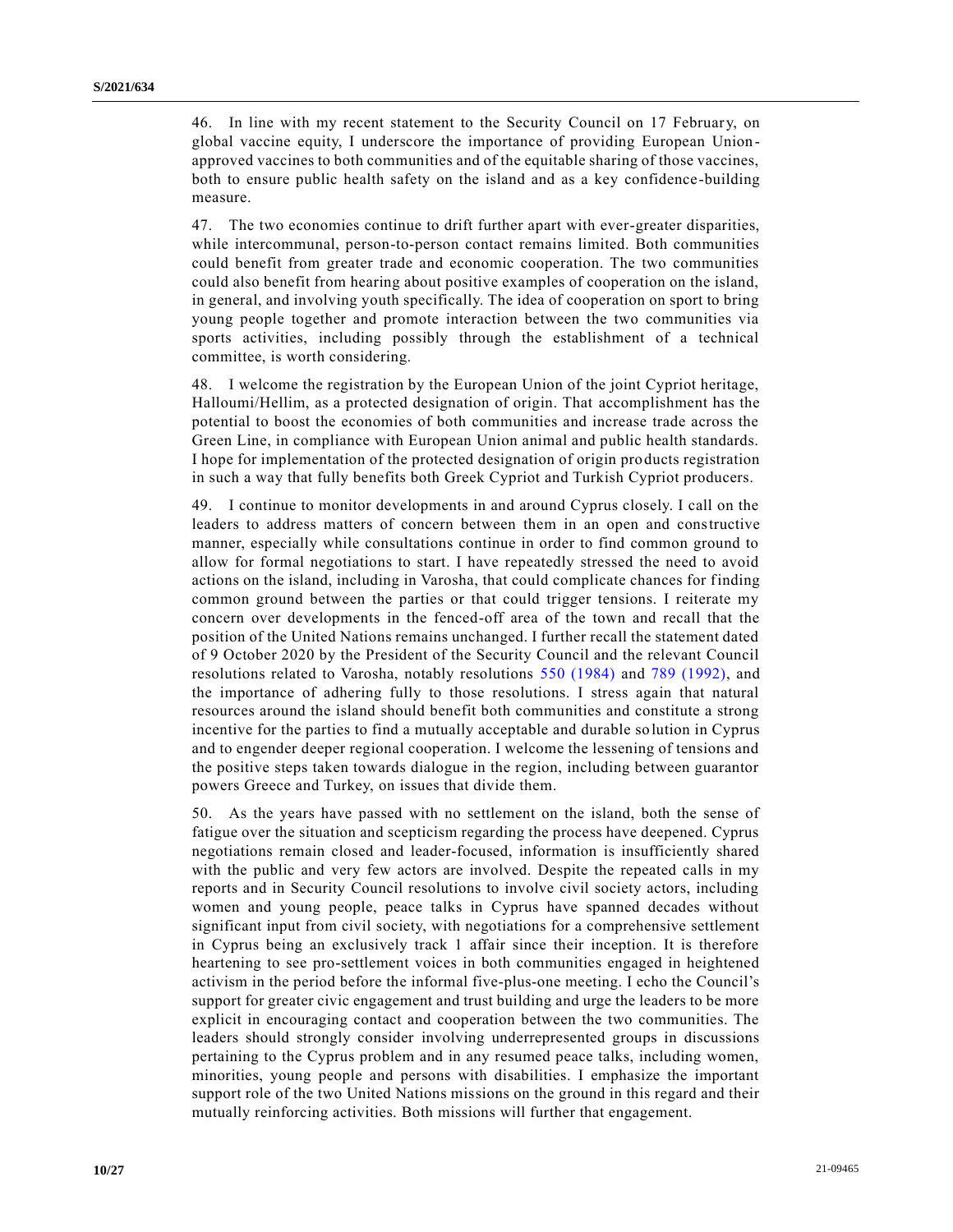46. In line with my recent statement to the Security Council on 17 February, on global vaccine equity, I underscore the importance of providing European Union-approved vaccines to both communities and of the equitable sharing of those vaccines, both to ensure public health safety on the island and as a key confidence-building measure.

47. The two economies continue to drift further apart with ever-greater disparities, while intercommunal, person-to-person contact remains limited. Both communities could benefit from greater trade and economic cooperation. The two communities could also benefit from hearing about positive examples of cooperation on the island, in general, and involving youth specifically. The idea of cooperation on sport to bring young people together and promote interaction between the two communities via sports activities, including possibly through the establishment of a technical committee, is worth considering.

48. I welcome the registration by the European Union of the joint Cypriot heritage, Halloumi/Hellim, as a protected designation of origin. That accomplishment has the potential to boost the economies of both communities and increase trade across the Green Line, in compliance with European Union animal and public health standards. I hope for implementation of the protected designation of origin products registration in such a way that fully benefits both Greek Cypriot and Turkish Cypriot producers.

49. I continue to monitor developments in and around Cyprus closely. I call on the leaders to address matters of concern between them in an open and constructive manner, especially while consultations continue in order to find common ground to allow for formal negotiations to start. I have repeatedly stressed the need to avoid actions on the island, including in Varosha, that could complicate chances for finding common ground between the parties or that could trigger tensions. I reiterate my concern over developments in the fenced-off area of the town and recall that the position of the United Nations remains unchanged. I further recall the statement dated of 9 October 2020 by the President of the Security Council and the relevant Council resolutions related to Varosha, notably resolutions 550 (1984) and 789 (1992), and the importance of adhering fully to those resolutions. I stress again that natural resources around the island should benefit both communities and constitute a strong incentive for the parties to find a mutually acceptable and durable solution in Cyprus and to engender deeper regional cooperation. I welcome the lessening of tensions and the positive steps taken towards dialogue in the region, including between guarantor powers Greece and Turkey, on issues that divide them.

50. As the years have passed with no settlement on the island, both the sense of fatigue over the situation and scepticism regarding the process have deepened. Cyprus negotiations remain closed and leader-focused, information is insufficiently shared with the public and very few actors are involved. Despite the repeated calls in my reports and in Security Council resolutions to involve civil society actors, including women and young people, peace talks in Cyprus have spanned decades without significant input from civil society, with negotiations for a comprehensive settlement in Cyprus being an exclusively track 1 affair since their inception. It is therefore heartening to see pro-settlement voices in both communities engaged in heightened activism in the period before the informal five-plus-one meeting. I echo the Council's support for greater civic engagement and trust building and urge the leaders to be more explicit in encouraging contact and cooperation between the two communities. The leaders should strongly consider involving underrepresented groups in discussions pertaining to the Cyprus problem and in any resumed peace talks, including women, minorities, young people and persons with disabilities. I emphasize the important support role of the two United Nations missions on the ground in this regard and their mutually reinforcing activities. Both missions will further that engagement.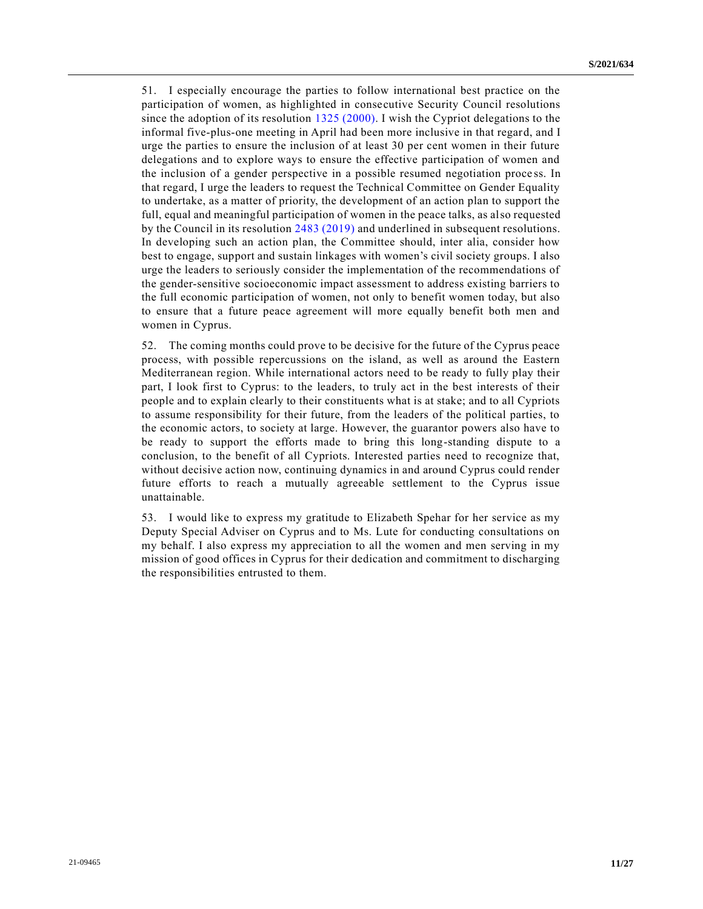51. I especially encourage the parties to follow international best practice on the participation of women, as highlighted in consecutive Security Council resolutions since the adoption of its resolution 1325 (2000). I wish the Cypriot delegations to the informal five-plus-one meeting in April had been more inclusive in that regard, and I urge the parties to ensure the inclusion of at least 30 per cent women in their future delegations and to explore ways to ensure the effective participation of women and the inclusion of a gender perspective in a possible resumed negotiation process. In that regard, I urge the leaders to request the Technical Committee on Gender Equality to undertake, as a matter of priority, the development of an action plan to support the full, equal and meaningful participation of women in the peace talks, as also requested by the Council in its resolution 2483 (2019) and underlined in subsequent resolutions. In developing such an action plan, the Committee should, inter alia, consider how best to engage, support and sustain linkages with women's civil society groups. I also urge the leaders to seriously consider the implementation of the recommendations of the gender-sensitive socioeconomic impact assessment to address existing barriers to the full economic participation of women, not only to benefit women today, but also to ensure that a future peace agreement will more equally benefit both men and women in Cyprus.

52. The coming months could prove to be decisive for the future of the Cyprus peace process, with possible repercussions on the island, as well as around the Eastern Mediterranean region. While international actors need to be ready to fully play their part, I look first to Cyprus: to the leaders, to truly act in the best interests of their people and to explain clearly to their constituents what is at stake; and to all Cypriots to assume responsibility for their future, from the leaders of the political parties, to the economic actors, to society at large. However, the guarantor powers also have to be ready to support the efforts made to bring this long-standing dispute to a conclusion, to the benefit of all Cypriots. Interested parties need to recognize that, without decisive action now, continuing dynamics in and around Cyprus could render future efforts to reach a mutually agreeable settlement to the Cyprus issue unattainable.

53. I would like to express my gratitude to Elizabeth Spehar for her service as my Deputy Special Adviser on Cyprus and to Ms. Lute for conducting consultations on my behalf. I also express my appreciation to all the women and men serving in my mission of good offices in Cyprus for their dedication and commitment to discharging the responsibilities entrusted to them.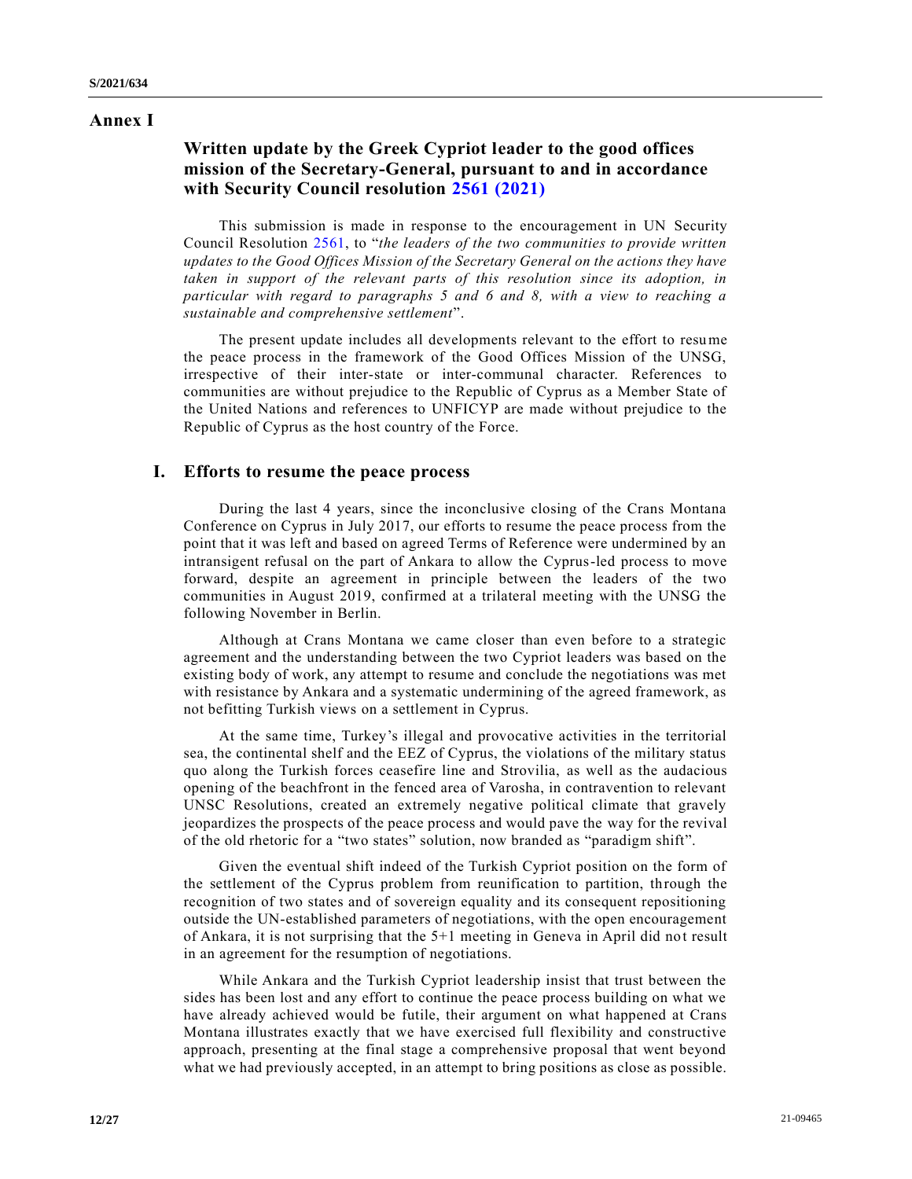# Annex I

## Written update by the Greek Cypriot leader to the good offices mission of the Secretary-General, pursuant to and in accordance with Security Council resolution 2561 (2021)

This submission is made in response to the encouragement in UN Security Council Resolution 2561, to "*the leaders of the two communities to provide written updates to the Good Offices Mission of the Secretary General on the actions they have taken in support of the relevant parts of this resolution since its adoption, in particular with regard to paragraphs 5 and 6 and 8, with a view to reaching a sustainable and comprehensive settlement*".

The present update includes all developments relevant to the effort to resume the peace process in the framework of the Good Offices Mission of the UNSG, irrespective of their inter-state or inter-communal character. References to communities are without prejudice to the Republic of Cyprus as a Member State of the United Nations and references to UNFICYP are made without prejudice to the Republic of Cyprus as the host country of the Force.

## I. Efforts to resume the peace process

During the last 4 years, since the inconclusive closing of the Crans Montana Conference on Cyprus in July 2017, our efforts to resume the peace process from the point that it was left and based on agreed Terms of Reference were undermined by an intransigent refusal on the part of Ankara to allow the Cyprus-led process to move forward, despite an agreement in principle between the leaders of the two communities in August 2019, confirmed at a trilateral meeting with the UNSG the following November in Berlin.

Although at Crans Montana we came closer than even before to a strategic agreement and the understanding between the two Cypriot leaders was based on the existing body of work, any attempt to resume and conclude the negotiations was met with resistance by Ankara and a systematic undermining of the agreed framework, as not befitting Turkish views on a settlement in Cyprus.

At the same time, Turkey's illegal and provocative activities in the territorial sea, the continental shelf and the EEZ of Cyprus, the violations of the military status quo along the Turkish forces ceasefire line and Strovilia, as well as the audacious opening of the beachfront in the fenced area of Varosha, in contravention to relevant UNSC Resolutions, created an extremely negative political climate that gravely jeopardizes the prospects of the peace process and would pave the way for the revival of the old rhetoric for a "two states" solution, now branded as "paradigm shift".

Given the eventual shift indeed of the Turkish Cypriot position on the form of the settlement of the Cyprus problem from reunification to partition, through the recognition of two states and of sovereign equality and its consequent repositioning outside the UN-established parameters of negotiations, with the open encouragement of Ankara, it is not surprising that the 5+1 meeting in Geneva in April did not result in an agreement for the resumption of negotiations.

While Ankara and the Turkish Cypriot leadership insist that trust between the sides has been lost and any effort to continue the peace process building on what we have already achieved would be futile, their argument on what happened at Crans Montana illustrates exactly that we have exercised full flexibility and constructive approach, presenting at the final stage a comprehensive proposal that went beyond what we had previously accepted, in an attempt to bring positions as close as possible.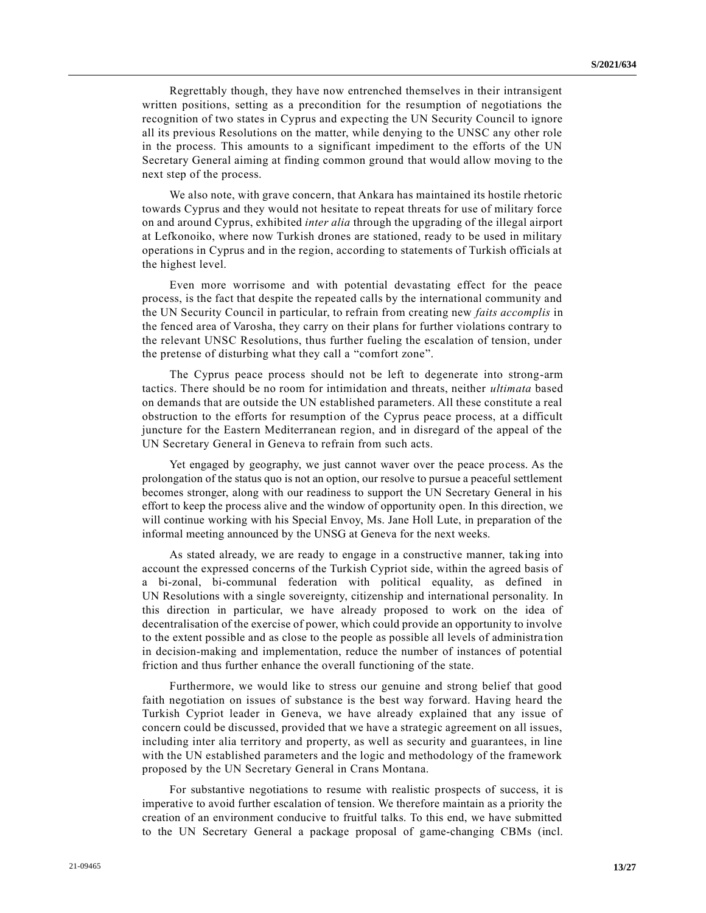Regrettably though, they have now entrenched themselves in their intransigent written positions, setting as a precondition for the resumption of negotiations the recognition of two states in Cyprus and expecting the UN Security Council to ignore all its previous Resolutions on the matter, while denying to the UNSC any other role in the process. This amounts to a significant impediment to the efforts of the UN Secretary General aiming at finding common ground that would allow moving to the next step of the process.

We also note, with grave concern, that Ankara has maintained its hostile rhetoric towards Cyprus and they would not hesitate to repeat threats for use of military force on and around Cyprus, exhibited *inter alia* through the upgrading of the illegal airport at Lefkonoiko, where now Turkish drones are stationed, ready to be used in military operations in Cyprus and in the region, according to statements of Turkish officials at the highest level.

Even more worrisome and with potential devastating effect for the peace process, is the fact that despite the repeated calls by the international community and the UN Security Council in particular, to refrain from creating new *faits accomplis* in the fenced area of Varosha, they carry on their plans for further violations contrary to the relevant UNSC Resolutions, thus further fueling the escalation of tension, under the pretense of disturbing what they call a "comfort zone".

The Cyprus peace process should not be left to degenerate into strong-arm tactics. There should be no room for intimidation and threats, neither *ultimata* based on demands that are outside the UN established parameters. All these constitute a real obstruction to the efforts for resumption of the Cyprus peace process, at a difficult juncture for the Eastern Mediterranean region, and in disregard of the appeal of the UN Secretary General in Geneva to refrain from such acts.

Yet engaged by geography, we just cannot waver over the peace process. As the prolongation of the status quo is not an option, our resolve to pursue a peaceful settlement becomes stronger, along with our readiness to support the UN Secretary General in his effort to keep the process alive and the window of opportunity open. In this direction, we will continue working with his Special Envoy, Ms. Jane Holl Lute, in preparation of the informal meeting announced by the UNSG at Geneva for the next weeks.

As stated already, we are ready to engage in a constructive manner, taking into account the expressed concerns of the Turkish Cypriot side, within the agreed basis of a bi-zonal, bi-communal federation with political equality, as defined in UN Resolutions with a single sovereignty, citizenship and international personality. In this direction in particular, we have already proposed to work on the idea of decentralisation of the exercise of power, which could provide an opportunity to involve to the extent possible and as close to the people as possible all levels of administration in decision-making and implementation, reduce the number of instances of potential friction and thus further enhance the overall functioning of the state.

Furthermore, we would like to stress our genuine and strong belief that good faith negotiation on issues of substance is the best way forward. Having heard the Turkish Cypriot leader in Geneva, we have already explained that any issue of concern could be discussed, provided that we have a strategic agreement on all issues, including inter alia territory and property, as well as security and guarantees, in line with the UN established parameters and the logic and methodology of the framework proposed by the UN Secretary General in Crans Montana.

For substantive negotiations to resume with realistic prospects of success, it is imperative to avoid further escalation of tension. We therefore maintain as a priority the creation of an environment conducive to fruitful talks. To this end, we have submitted to the UN Secretary General a package proposal of game-changing CBMs (incl.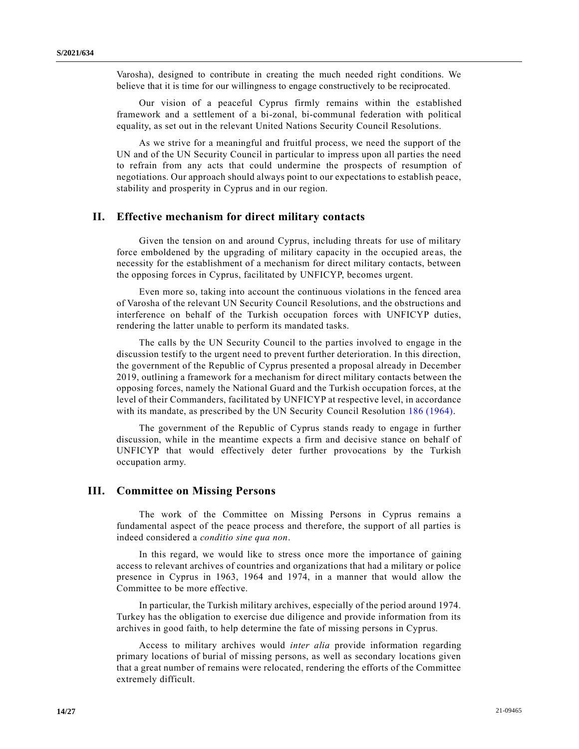Varosha), designed to contribute in creating the much needed right conditions. We believe that it is time for our willingness to engage constructively to be reciprocated.

Our vision of a peaceful Cyprus firmly remains within the established framework and a settlement of a bi-zonal, bi-communal federation with political equality, as set out in the relevant United Nations Security Council Resolutions.

As we strive for a meaningful and fruitful process, we need the support of the UN and of the UN Security Council in particular to impress upon all parties the need to refrain from any acts that could undermine the prospects of resumption of negotiations. Our approach should always point to our expectations to establish peace, stability and prosperity in Cyprus and in our region.

## II. Effective mechanism for direct military contacts

Given the tension on and around Cyprus, including threats for use of military force emboldened by the upgrading of military capacity in the occupied areas, the necessity for the establishment of a mechanism for direct military contacts, between the opposing forces in Cyprus, facilitated by UNFICYP, becomes urgent.

Even more so, taking into account the continuous violations in the fenced area of Varosha of the relevant UN Security Council Resolutions, and the obstructions and interference on behalf of the Turkish occupation forces with UNFICYP duties, rendering the latter unable to perform its mandated tasks.

The calls by the UN Security Council to the parties involved to engage in the discussion testify to the urgent need to prevent further deterioration. In this direction, the government of the Republic of Cyprus presented a proposal already in December 2019, outlining a framework for a mechanism for direct military contacts between the opposing forces, namely the National Guard and the Turkish occupation forces, at the level of their Commanders, facilitated by UNFICYP at respective level, in accordance with its mandate, as prescribed by the UN Security Council Resolution 186 (1964).

The government of the Republic of Cyprus stands ready to engage in further discussion, while in the meantime expects a firm and decisive stance on behalf of UNFICYP that would effectively deter further provocations by the Turkish occupation army.

## III. Committee on Missing Persons

The work of the Committee on Missing Persons in Cyprus remains a fundamental aspect of the peace process and therefore, the support of all parties is indeed considered a *conditio sine qua non*.

In this regard, we would like to stress once more the importance of gaining access to relevant archives of countries and organizations that had a military or police presence in Cyprus in 1963, 1964 and 1974, in a manner that would allow the Committee to be more effective.

In particular, the Turkish military archives, especially of the period around 1974. Turkey has the obligation to exercise due diligence and provide information from its archives in good faith, to help determine the fate of missing persons in Cyprus.

Access to military archives would *inter alia* provide information regarding primary locations of burial of missing persons, as well as secondary locations given that a great number of remains were relocated, rendering the efforts of the Committee extremely difficult.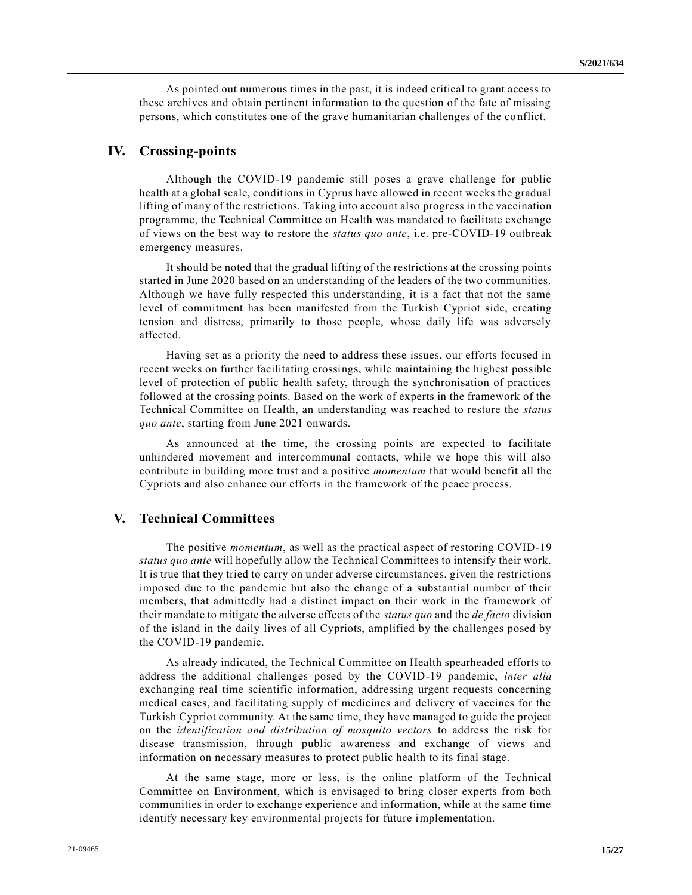As pointed out numerous times in the past, it is indeed critical to grant access to these archives and obtain pertinent information to the question of the fate of missing persons, which constitutes one of the grave humanitarian challenges of the conflict.

## IV. Crossing-points

Although the COVID-19 pandemic still poses a grave challenge for public health at a global scale, conditions in Cyprus have allowed in recent weeks the gradual lifting of many of the restrictions. Taking into account also progress in the vaccination programme, the Technical Committee on Health was mandated to facilitate exchange of views on the best way to restore the *status quo ante*, i.e. pre-COVID-19 outbreak emergency measures.

It should be noted that the gradual lifting of the restrictions at the crossing points started in June 2020 based on an understanding of the leaders of the two communities. Although we have fully respected this understanding, it is a fact that not the same level of commitment has been manifested from the Turkish Cypriot side, creating tension and distress, primarily to those people, whose daily life was adversely affected.

Having set as a priority the need to address these issues, our efforts focused in recent weeks on further facilitating crossings, while maintaining the highest possible level of protection of public health safety, through the synchronisation of practices followed at the crossing points. Based on the work of experts in the framework of the Technical Committee on Health, an understanding was reached to restore the *status quo ante*, starting from June 2021 onwards.

As announced at the time, the crossing points are expected to facilitate unhindered movement and intercommunal contacts, while we hope this will also contribute in building more trust and a positive *momentum* that would benefit all the Cypriots and also enhance our efforts in the framework of the peace process.

## V. Technical Committees

The positive *momentum*, as well as the practical aspect of restoring COVID-19 *status quo ante* will hopefully allow the Technical Committees to intensify their work. It is true that they tried to carry on under adverse circumstances, given the restrictions imposed due to the pandemic but also the change of a substantial number of their members, that admittedly had a distinct impact on their work in the framework of their mandate to mitigate the adverse effects of the *status quo* and the *de facto* division of the island in the daily lives of all Cypriots, amplified by the challenges posed by the COVID-19 pandemic.

As already indicated, the Technical Committee on Health spearheaded efforts to address the additional challenges posed by the COVID-19 pandemic, *inter alia* exchanging real time scientific information, addressing urgent requests concerning medical cases, and facilitating supply of medicines and delivery of vaccines for the Turkish Cypriot community. At the same time, they have managed to guide the project on the *identification and distribution of mosquito vectors* to address the risk for disease transmission, through public awareness and exchange of views and information on necessary measures to protect public health to its final stage.

At the same stage, more or less, is the online platform of the Technical Committee on Environment, which is envisaged to bring closer experts from both communities in order to exchange experience and information, while at the same time identify necessary key environmental projects for future implementation.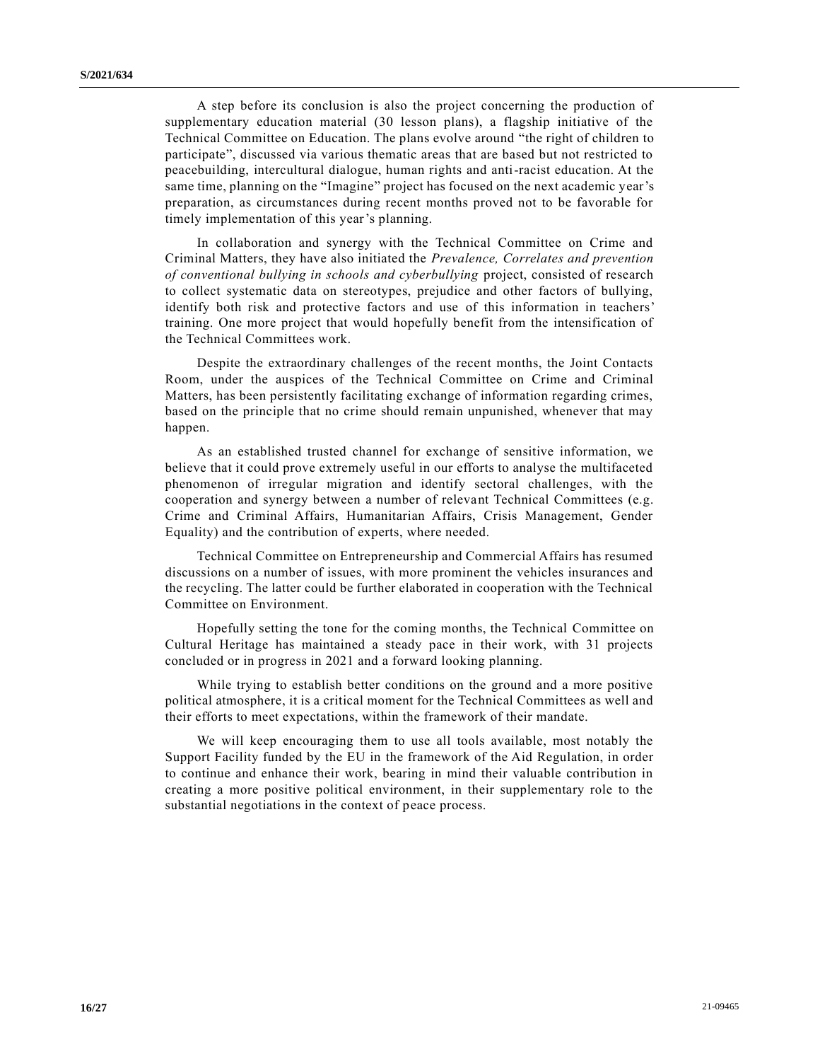A step before its conclusion is also the project concerning the production of supplementary education material (30 lesson plans), a flagship initiative of the Technical Committee on Education. The plans evolve around "the right of children to participate", discussed via various thematic areas that are based but not restricted to peacebuilding, intercultural dialogue, human rights and anti-racist education. At the same time, planning on the "Imagine" project has focused on the next academic year's preparation, as circumstances during recent months proved not to be favorable for timely implementation of this year's planning.

In collaboration and synergy with the Technical Committee on Crime and Criminal Matters, they have also initiated the *Prevalence, Correlates and prevention of conventional bullying in schools and cyberbullying* project, consisted of research to collect systematic data on stereotypes, prejudice and other factors of bullying, identify both risk and protective factors and use of this information in teachers' training. One more project that would hopefully benefit from the intensification of the Technical Committees work.

Despite the extraordinary challenges of the recent months, the Joint Contacts Room, under the auspices of the Technical Committee on Crime and Criminal Matters, has been persistently facilitating exchange of information regarding crimes, based on the principle that no crime should remain unpunished, whenever that may happen.

As an established trusted channel for exchange of sensitive information, we believe that it could prove extremely useful in our efforts to analyse the multifaceted phenomenon of irregular migration and identify sectoral challenges, with the cooperation and synergy between a number of relevant Technical Committees (e.g. Crime and Criminal Affairs, Humanitarian Affairs, Crisis Management, Gender Equality) and the contribution of experts, where needed.

Technical Committee on Entrepreneurship and Commercial Affairs has resumed discussions on a number of issues, with more prominent the vehicles insurances and the recycling. The latter could be further elaborated in cooperation with the Technical Committee on Environment.

Hopefully setting the tone for the coming months, the Technical Committee on Cultural Heritage has maintained a steady pace in their work, with 31 projects concluded or in progress in 2021 and a forward looking planning.

While trying to establish better conditions on the ground and a more positive political atmosphere, it is a critical moment for the Technical Committees as well and their efforts to meet expectations, within the framework of their mandate.

We will keep encouraging them to use all tools available, most notably the Support Facility funded by the EU in the framework of the Aid Regulation, in order to continue and enhance their work, bearing in mind their valuable contribution in creating a more positive political environment, in their supplementary role to the substantial negotiations in the context of peace process.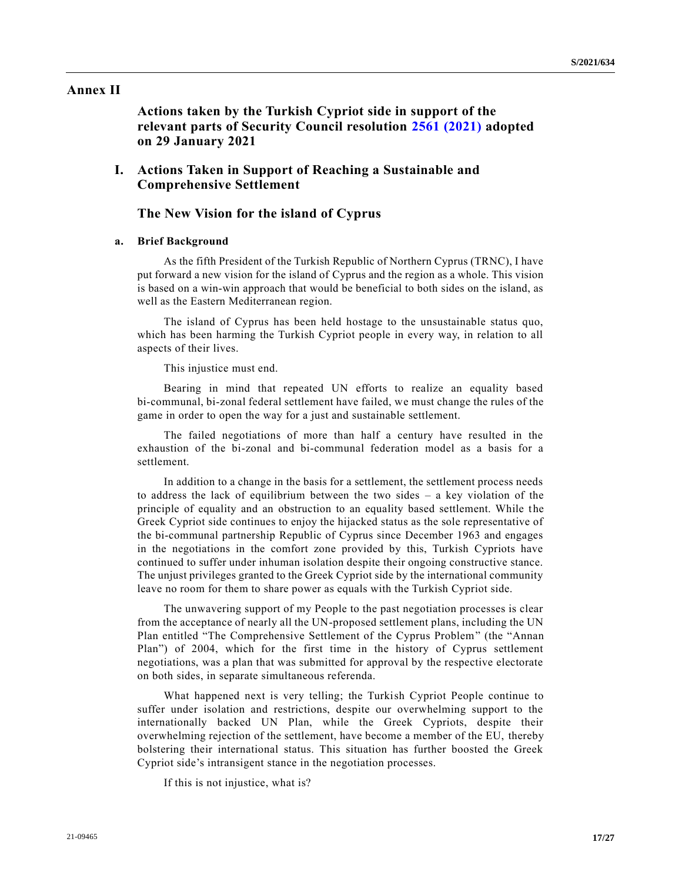# Annex II

## Actions taken by the Turkish Cypriot side in support of the relevant parts of Security Council resolution 2561 (2021) adopted on 29 January 2021

## I. Actions Taken in Support of Reaching a Sustainable and Comprehensive Settlement

### The New Vision for the island of Cyprus

#### a. Brief Background

As the fifth President of the Turkish Republic of Northern Cyprus (TRNC), I have put forward a new vision for the island of Cyprus and the region as a whole. This vision is based on a win-win approach that would be beneficial to both sides on the island, as well as the Eastern Mediterranean region.

The island of Cyprus has been held hostage to the unsustainable status quo, which has been harming the Turkish Cypriot people in every way, in relation to all aspects of their lives.

This injustice must end.

Bearing in mind that repeated UN efforts to realize an equality based bi-communal, bi-zonal federal settlement have failed, we must change the rules of the game in order to open the way for a just and sustainable settlement.

The failed negotiations of more than half a century have resulted in the exhaustion of the bi-zonal and bi-communal federation model as a basis for a settlement.

In addition to a change in the basis for a settlement, the settlement process needs to address the lack of equilibrium between the two sides – a key violation of the principle of equality and an obstruction to an equality based settlement. While the Greek Cypriot side continues to enjoy the hijacked status as the sole representative of the bi-communal partnership Republic of Cyprus since December 1963 and engages in the negotiations in the comfort zone provided by this, Turkish Cypriots have continued to suffer under inhuman isolation despite their ongoing constructive stance. The unjust privileges granted to the Greek Cypriot side by the international community leave no room for them to share power as equals with the Turkish Cypriot side.

The unwavering support of my People to the past negotiation processes is clear from the acceptance of nearly all the UN-proposed settlement plans, including the UN Plan entitled "The Comprehensive Settlement of the Cyprus Problem" (the "Annan Plan") of 2004, which for the first time in the history of Cyprus settlement negotiations, was a plan that was submitted for approval by the respective electorate on both sides, in separate simultaneous referenda.

What happened next is very telling; the Turkish Cypriot People continue to suffer under isolation and restrictions, despite our overwhelming support to the internationally backed UN Plan, while the Greek Cypriots, despite their overwhelming rejection of the settlement, have become a member of the EU, thereby bolstering their international status. This situation has further boosted the Greek Cypriot side's intransigent stance in the negotiation processes.

If this is not injustice, what is?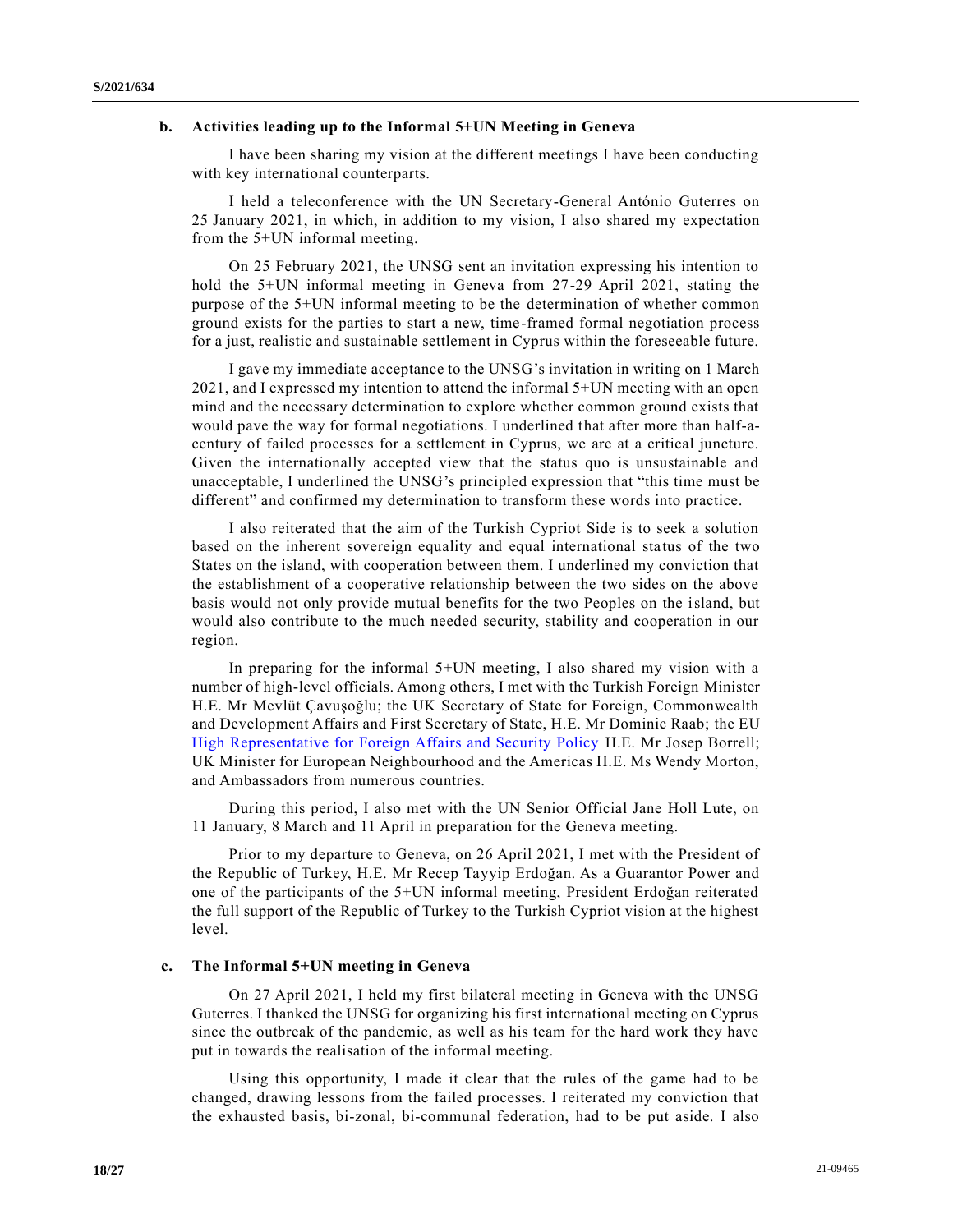### b. Activities leading up to the Informal 5+UN Meeting in Geneva

I have been sharing my vision at the different meetings I have been conducting with key international counterparts.

I held a teleconference with the UN Secretary-General António Guterres on 25 January 2021, in which, in addition to my vision, I also shared my expectation from the 5+UN informal meeting.

On 25 February 2021, the UNSG sent an invitation expressing his intention to hold the 5+UN informal meeting in Geneva from 27-29 April 2021, stating the purpose of the 5+UN informal meeting to be the determination of whether common ground exists for the parties to start a new, time-framed formal negotiation process for a just, realistic and sustainable settlement in Cyprus within the foreseeable future.

I gave my immediate acceptance to the UNSG's invitation in writing on 1 March 2021, and I expressed my intention to attend the informal 5+UN meeting with an open mind and the necessary determination to explore whether common ground exists that would pave the way for formal negotiations. I underlined that after more than half-a-century of failed processes for a settlement in Cyprus, we are at a critical juncture. Given the internationally accepted view that the status quo is unsustainable and unacceptable, I underlined the UNSG's principled expression that "this time must be different" and confirmed my determination to transform these words into practice.

I also reiterated that the aim of the Turkish Cypriot Side is to seek a solution based on the inherent sovereign equality and equal international status of the two States on the island, with cooperation between them. I underlined my conviction that the establishment of a cooperative relationship between the two sides on the above basis would not only provide mutual benefits for the two Peoples on the island, but would also contribute to the much needed security, stability and cooperation in our region.

In preparing for the informal 5+UN meeting, I also shared my vision with a number of high-level officials. Among others, I met with the Turkish Foreign Minister H.E. Mr Mevlüt Çavuşoğlu; the UK Secretary of State for Foreign, Commonwealth and Development Affairs and First Secretary of State, H.E. Mr Dominic Raab; the EU High Representative for Foreign Affairs and Security Policy H.E. Mr Josep Borrell; UK Minister for European Neighbourhood and the Americas H.E. Ms Wendy Morton, and Ambassadors from numerous countries.

During this period, I also met with the UN Senior Official Jane Holl Lute, on 11 January, 8 March and 11 April in preparation for the Geneva meeting.

Prior to my departure to Geneva, on 26 April 2021, I met with the President of the Republic of Turkey, H.E. Mr Recep Tayyip Erdoğan. As a Guarantor Power and one of the participants of the 5+UN informal meeting, President Erdoğan reiterated the full support of the Republic of Turkey to the Turkish Cypriot vision at the highest level.

### c. The Informal 5+UN meeting in Geneva

On 27 April 2021, I held my first bilateral meeting in Geneva with the UNSG Guterres. I thanked the UNSG for organizing his first international meeting on Cyprus since the outbreak of the pandemic, as well as his team for the hard work they have put in towards the realisation of the informal meeting.

Using this opportunity, I made it clear that the rules of the game had to be changed, drawing lessons from the failed processes. I reiterated my conviction that the exhausted basis, bi-zonal, bi-communal federation, had to be put aside. I also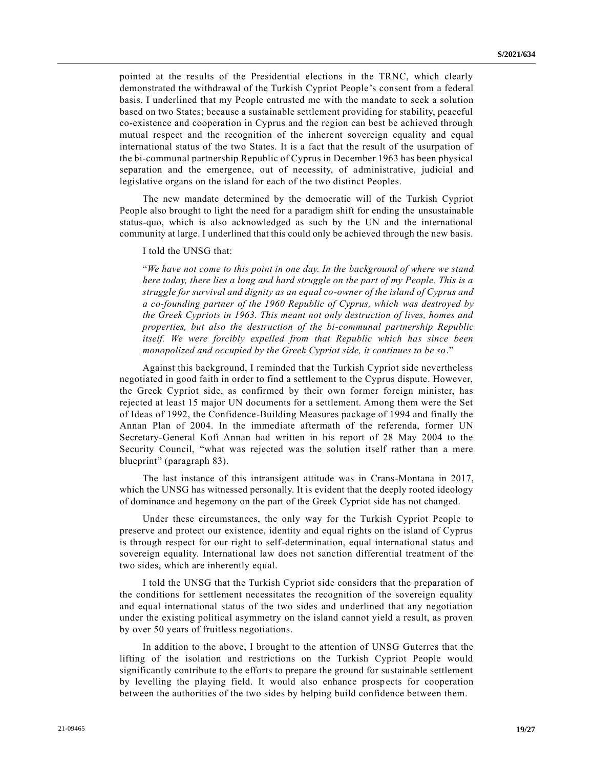pointed at the results of the Presidential elections in the TRNC, which clearly demonstrated the withdrawal of the Turkish Cypriot People's consent from a federal basis. I underlined that my People entrusted me with the mandate to seek a solution based on two States; because a sustainable settlement providing for stability, peaceful co-existence and cooperation in Cyprus and the region can best be achieved through mutual respect and the recognition of the inherent sovereign equality and equal international status of the two States. It is a fact that the result of the usurpation of the bi-communal partnership Republic of Cyprus in December 1963 has been physical separation and the emergence, out of necessity, of administrative, judicial and legislative organs on the island for each of the two distinct Peoples.

The new mandate determined by the democratic will of the Turkish Cypriot People also brought to light the need for a paradigm shift for ending the unsustainable status-quo, which is also acknowledged as such by the UN and the international community at large. I underlined that this could only be achieved through the new basis.

I told the UNSG that:

"*We have not come to this point in one day. In the background of where we stand here today, there lies a long and hard struggle on the part of my People. This is a struggle for survival and dignity as an equal co-owner of the island of Cyprus and a co-founding partner of the 1960 Republic of Cyprus, which was destroyed by the Greek Cypriots in 1963. This meant not only destruction of lives, homes and properties, but also the destruction of the bi-communal partnership Republic itself. We were forcibly expelled from that Republic which has since been monopolized and occupied by the Greek Cypriot side, it continues to be so*."

Against this background, I reminded that the Turkish Cypriot side nevertheless negotiated in good faith in order to find a settlement to the Cyprus dispute. However, the Greek Cypriot side, as confirmed by their own former foreign minister, has rejected at least 15 major UN documents for a settlement. Among them were the Set of Ideas of 1992, the Confidence-Building Measures package of 1994 and finally the Annan Plan of 2004. In the immediate aftermath of the referenda, former UN Secretary-General Kofi Annan had written in his report of 28 May 2004 to the Security Council, "what was rejected was the solution itself rather than a mere blueprint" (paragraph 83).

The last instance of this intransigent attitude was in Crans-Montana in 2017, which the UNSG has witnessed personally. It is evident that the deeply rooted ideology of dominance and hegemony on the part of the Greek Cypriot side has not changed.

Under these circumstances, the only way for the Turkish Cypriot People to preserve and protect our existence, identity and equal rights on the island of Cyprus is through respect for our right to self-determination, equal international status and sovereign equality. International law does not sanction differential treatment of the two sides, which are inherently equal.

I told the UNSG that the Turkish Cypriot side considers that the preparation of the conditions for settlement necessitates the recognition of the sovereign equality and equal international status of the two sides and underlined that any negotiation under the existing political asymmetry on the island cannot yield a result, as proven by over 50 years of fruitless negotiations.

In addition to the above, I brought to the attention of UNSG Guterres that the lifting of the isolation and restrictions on the Turkish Cypriot People would significantly contribute to the efforts to prepare the ground for sustainable settlement by levelling the playing field. It would also enhance prospects for cooperation between the authorities of the two sides by helping build confidence between them.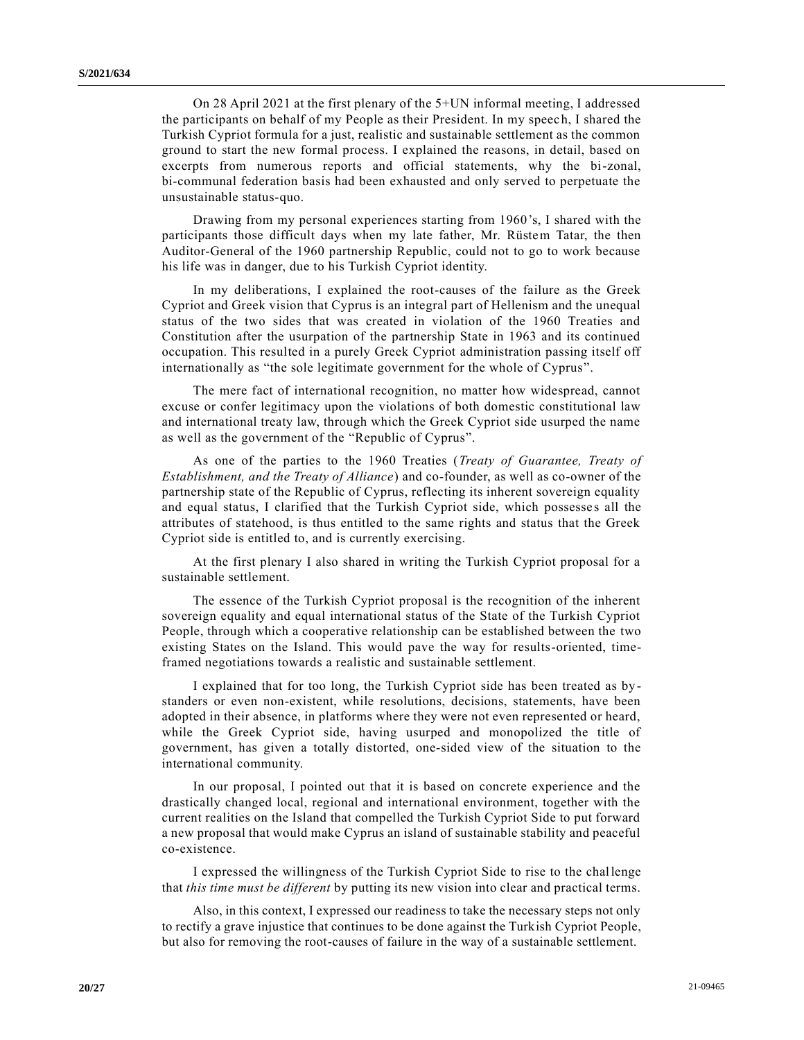On 28 April 2021 at the first plenary of the 5+UN informal meeting, I addressed the participants on behalf of my People as their President. In my speech, I shared the Turkish Cypriot formula for a just, realistic and sustainable settlement as the common ground to start the new formal process. I explained the reasons, in detail, based on excerpts from numerous reports and official statements, why the bi-zonal, bi-communal federation basis had been exhausted and only served to perpetuate the unsustainable status-quo.

Drawing from my personal experiences starting from 1960's, I shared with the participants those difficult days when my late father, Mr. Rüstem Tatar, the then Auditor-General of the 1960 partnership Republic, could not to go to work because his life was in danger, due to his Turkish Cypriot identity.

In my deliberations, I explained the root-causes of the failure as the Greek Cypriot and Greek vision that Cyprus is an integral part of Hellenism and the unequal status of the two sides that was created in violation of the 1960 Treaties and Constitution after the usurpation of the partnership State in 1963 and its continued occupation. This resulted in a purely Greek Cypriot administration passing itself off internationally as "the sole legitimate government for the whole of Cyprus".

The mere fact of international recognition, no matter how widespread, cannot excuse or confer legitimacy upon the violations of both domestic constitutional law and international treaty law, through which the Greek Cypriot side usurped the name as well as the government of the "Republic of Cyprus".

As one of the parties to the 1960 Treaties (*Treaty of Guarantee, Treaty of Establishment, and the Treaty of Alliance*) and co-founder, as well as co-owner of the partnership state of the Republic of Cyprus, reflecting its inherent sovereign equality and equal status, I clarified that the Turkish Cypriot side, which possesses all the attributes of statehood, is thus entitled to the same rights and status that the Greek Cypriot side is entitled to, and is currently exercising.

At the first plenary I also shared in writing the Turkish Cypriot proposal for a sustainable settlement.

The essence of the Turkish Cypriot proposal is the recognition of the inherent sovereign equality and equal international status of the State of the Turkish Cypriot People, through which a cooperative relationship can be established between the two existing States on the Island. This would pave the way for results-oriented, time-framed negotiations towards a realistic and sustainable settlement.

I explained that for too long, the Turkish Cypriot side has been treated as by-standers or even non-existent, while resolutions, decisions, statements, have been adopted in their absence, in platforms where they were not even represented or heard, while the Greek Cypriot side, having usurped and monopolized the title of government, has given a totally distorted, one-sided view of the situation to the international community.

In our proposal, I pointed out that it is based on concrete experience and the drastically changed local, regional and international environment, together with the current realities on the Island that compelled the Turkish Cypriot Side to put forward a new proposal that would make Cyprus an island of sustainable stability and peaceful co-existence.

I expressed the willingness of the Turkish Cypriot Side to rise to the challenge that *this time must be different* by putting its new vision into clear and practical terms.

Also, in this context, I expressed our readiness to take the necessary steps not only to rectify a grave injustice that continues to be done against the Turkish Cypriot People, but also for removing the root-causes of failure in the way of a sustainable settlement.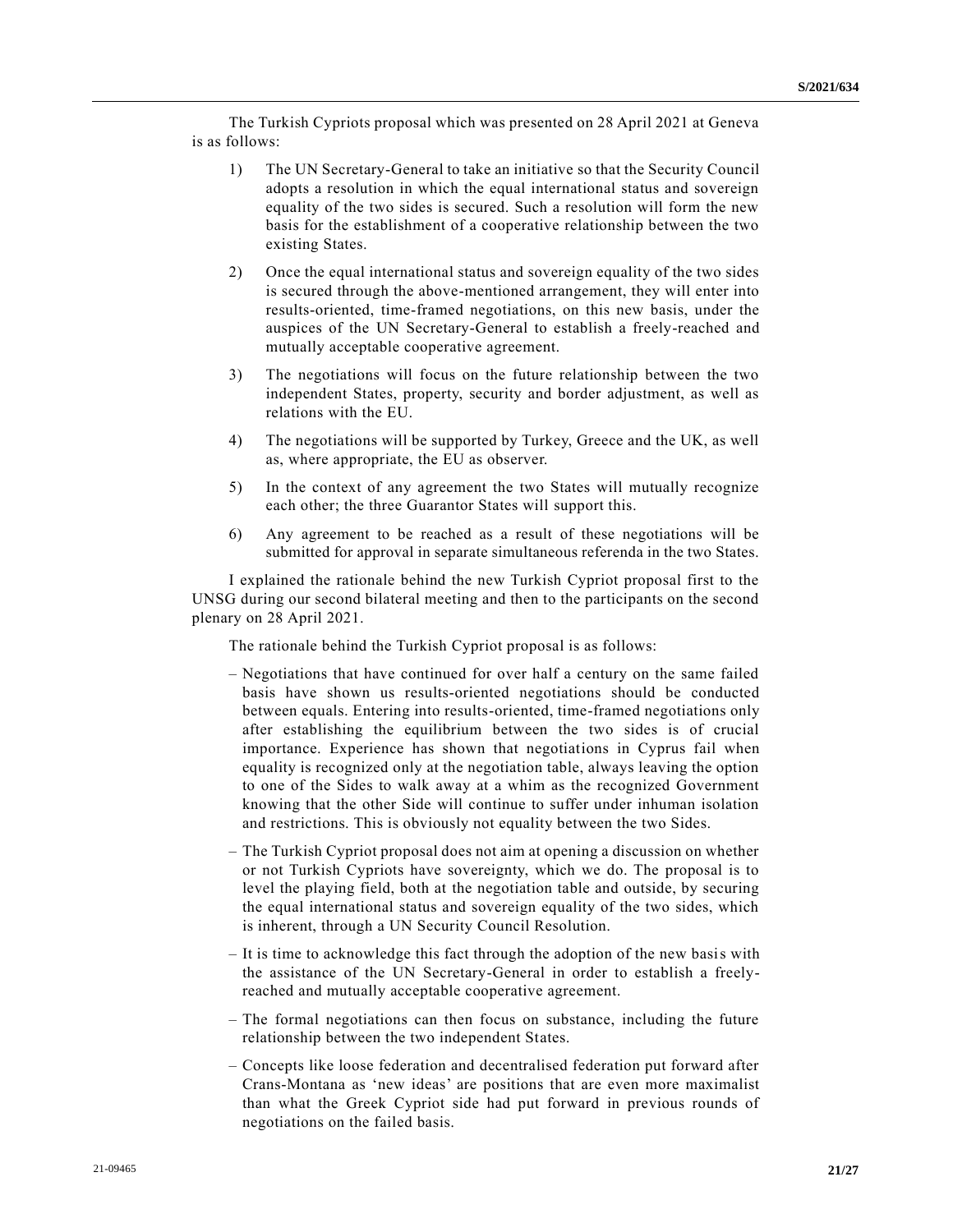The Turkish Cypriots proposal which was presented on 28 April 2021 at Geneva is as follows:

1) The UN Secretary-General to take an initiative so that the Security Council adopts a resolution in which the equal international status and sovereign equality of the two sides is secured. Such a resolution will form the new basis for the establishment of a cooperative relationship between the two existing States.

2) Once the equal international status and sovereign equality of the two sides is secured through the above-mentioned arrangement, they will enter into results-oriented, time-framed negotiations, on this new basis, under the auspices of the UN Secretary-General to establish a freely-reached and mutually acceptable cooperative agreement.

3) The negotiations will focus on the future relationship between the two independent States, property, security and border adjustment, as well as relations with the EU.

4) The negotiations will be supported by Turkey, Greece and the UK, as well as, where appropriate, the EU as observer.

5) In the context of any agreement the two States will mutually recognize each other; the three Guarantor States will support this.

6) Any agreement to be reached as a result of these negotiations will be submitted for approval in separate simultaneous referenda in the two States.

I explained the rationale behind the new Turkish Cypriot proposal first to the UNSG during our second bilateral meeting and then to the participants on the second plenary on 28 April 2021.

The rationale behind the Turkish Cypriot proposal is as follows:

- Negotiations that have continued for over half a century on the same failed basis have shown us results-oriented negotiations should be conducted between equals. Entering into results-oriented, time-framed negotiations only after establishing the equilibrium between the two sides is of crucial importance. Experience has shown that negotiations in Cyprus fail when equality is recognized only at the negotiation table, always leaving the option to one of the Sides to walk away at a whim as the recognized Government knowing that the other Side will continue to suffer under inhuman isolation and restrictions. This is obviously not equality between the two Sides.

- The Turkish Cypriot proposal does not aim at opening a discussion on whether or not Turkish Cypriots have sovereignty, which we do. The proposal is to level the playing field, both at the negotiation table and outside, by securing the equal international status and sovereign equality of the two sides, which is inherent, through a UN Security Council Resolution.

- It is time to acknowledge this fact through the adoption of the new basis with the assistance of the UN Secretary-General in order to establish a freely-reached and mutually acceptable cooperative agreement.

- The formal negotiations can then focus on substance, including the future relationship between the two independent States.

- Concepts like loose federation and decentralised federation put forward after Crans-Montana as 'new ideas' are positions that are even more maximalist than what the Greek Cypriot side had put forward in previous rounds of negotiations on the failed basis.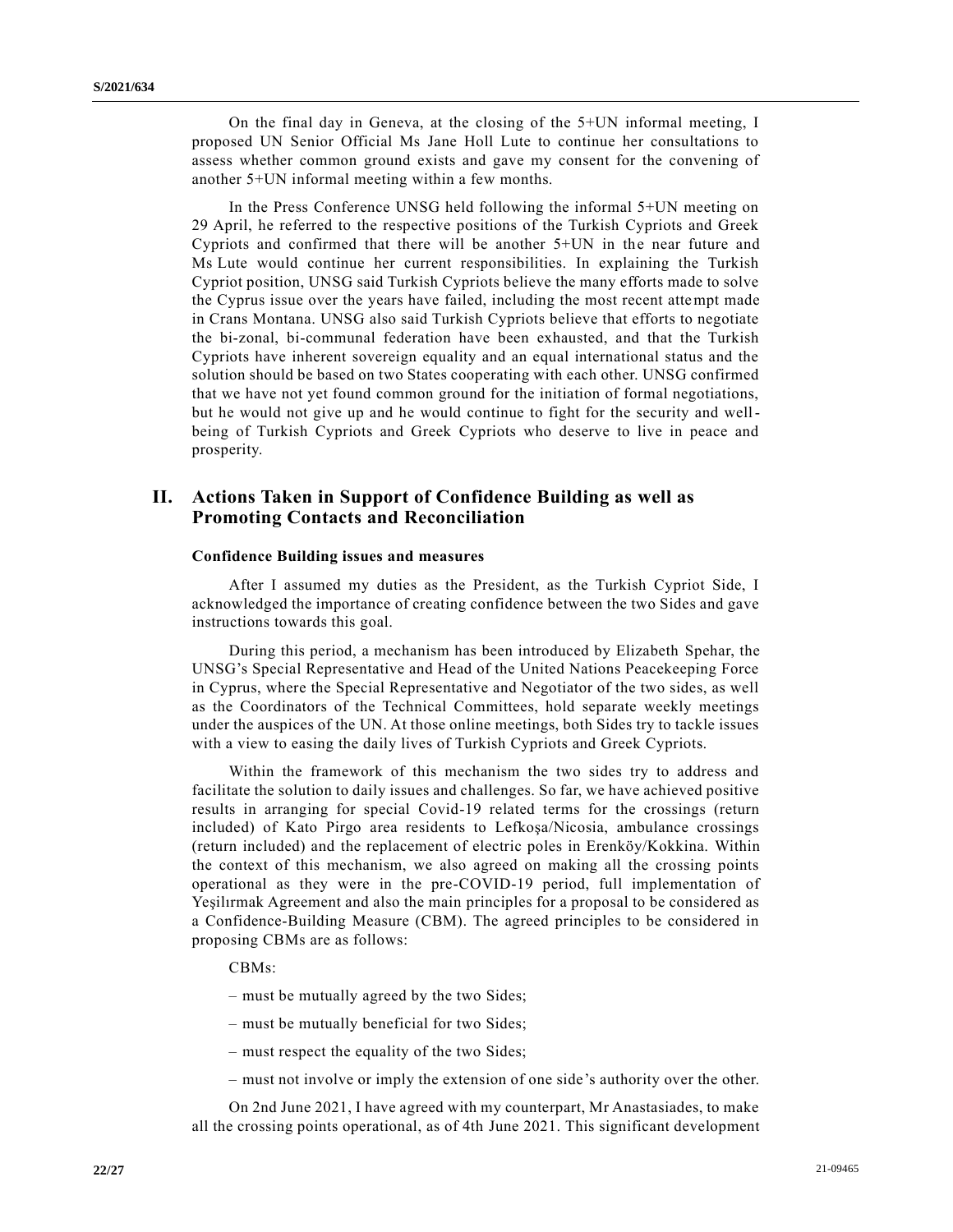On the final day in Geneva, at the closing of the 5+UN informal meeting, I proposed UN Senior Official Ms Jane Holl Lute to continue her consultations to assess whether common ground exists and gave my consent for the convening of another 5+UN informal meeting within a few months.

In the Press Conference UNSG held following the informal 5+UN meeting on 29 April, he referred to the respective positions of the Turkish Cypriots and Greek Cypriots and confirmed that there will be another 5+UN in the near future and Ms Lute would continue her current responsibilities. In explaining the Turkish Cypriot position, UNSG said Turkish Cypriots believe the many efforts made to solve the Cyprus issue over the years have failed, including the most recent attempt made in Crans Montana. UNSG also said Turkish Cypriots believe that efforts to negotiate the bi-zonal, bi-communal federation have been exhausted, and that the Turkish Cypriots have inherent sovereign equality and an equal international status and the solution should be based on two States cooperating with each other. UNSG confirmed that we have not yet found common ground for the initiation of formal negotiations, but he would not give up and he would continue to fight for the security and well-being of Turkish Cypriots and Greek Cypriots who deserve to live in peace and prosperity.

## II. Actions Taken in Support of Confidence Building as well as Promoting Contacts and Reconciliation

### Confidence Building issues and measures

After I assumed my duties as the President, as the Turkish Cypriot Side, I acknowledged the importance of creating confidence between the two Sides and gave instructions towards this goal.

During this period, a mechanism has been introduced by Elizabeth Spehar, the UNSG's Special Representative and Head of the United Nations Peacekeeping Force in Cyprus, where the Special Representative and Negotiator of the two sides, as well as the Coordinators of the Technical Committees, hold separate weekly meetings under the auspices of the UN. At those online meetings, both Sides try to tackle issues with a view to easing the daily lives of Turkish Cypriots and Greek Cypriots.

Within the framework of this mechanism the two sides try to address and facilitate the solution to daily issues and challenges. So far, we have achieved positive results in arranging for special Covid-19 related terms for the crossings (return included) of Kato Pirgo area residents to Lefkoşa/Nicosia, ambulance crossings (return included) and the replacement of electric poles in Erenköy/Kokkina. Within the context of this mechanism, we also agreed on making all the crossing points operational as they were in the pre-COVID-19 period, full implementation of Yeşilırmak Agreement and also the main principles for a proposal to be considered as a Confidence-Building Measure (CBM). The agreed principles to be considered in proposing CBMs are as follows:

CBMs:

– must be mutually agreed by the two Sides;

– must be mutually beneficial for two Sides;

– must respect the equality of the two Sides;

– must not involve or imply the extension of one side's authority over the other.

On 2nd June 2021, I have agreed with my counterpart, Mr Anastasiades, to make all the crossing points operational, as of 4th June 2021. This significant development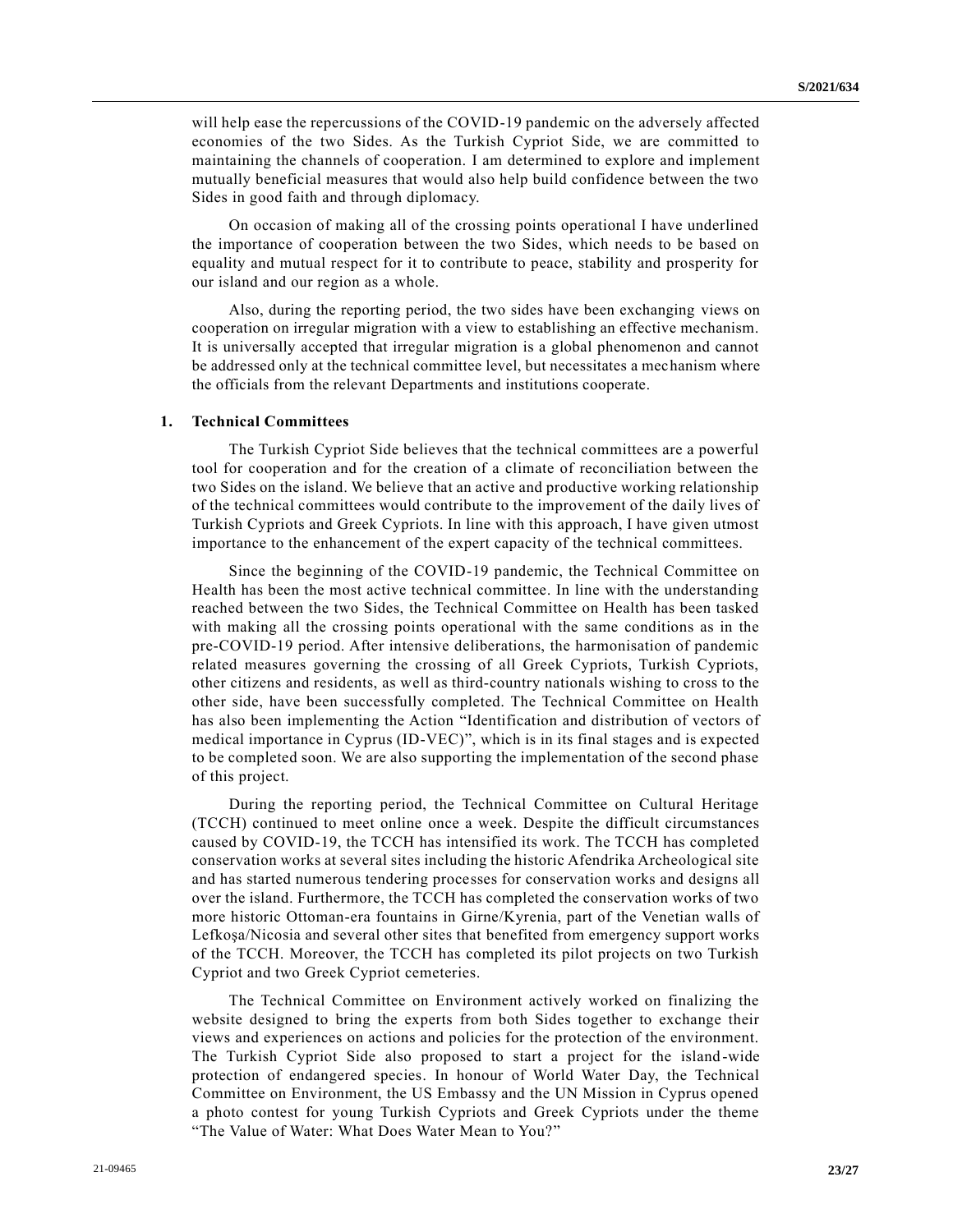will help ease the repercussions of the COVID-19 pandemic on the adversely affected economies of the two Sides. As the Turkish Cypriot Side, we are committed to maintaining the channels of cooperation. I am determined to explore and implement mutually beneficial measures that would also help build confidence between the two Sides in good faith and through diplomacy.

On occasion of making all of the crossing points operational I have underlined the importance of cooperation between the two Sides, which needs to be based on equality and mutual respect for it to contribute to peace, stability and prosperity for our island and our region as a whole.

Also, during the reporting period, the two sides have been exchanging views on cooperation on irregular migration with a view to establishing an effective mechanism. It is universally accepted that irregular migration is a global phenomenon and cannot be addressed only at the technical committee level, but necessitates a mechanism where the officials from the relevant Departments and institutions cooperate.

## 1. Technical Committees

The Turkish Cypriot Side believes that the technical committees are a powerful tool for cooperation and for the creation of a climate of reconciliation between the two Sides on the island. We believe that an active and productive working relationship of the technical committees would contribute to the improvement of the daily lives of Turkish Cypriots and Greek Cypriots. In line with this approach, I have given utmost importance to the enhancement of the expert capacity of the technical committees.

Since the beginning of the COVID-19 pandemic, the Technical Committee on Health has been the most active technical committee. In line with the understanding reached between the two Sides, the Technical Committee on Health has been tasked with making all the crossing points operational with the same conditions as in the pre-COVID-19 period. After intensive deliberations, the harmonisation of pandemic related measures governing the crossing of all Greek Cypriots, Turkish Cypriots, other citizens and residents, as well as third-country nationals wishing to cross to the other side, have been successfully completed. The Technical Committee on Health has also been implementing the Action "Identification and distribution of vectors of medical importance in Cyprus (ID-VEC)", which is in its final stages and is expected to be completed soon. We are also supporting the implementation of the second phase of this project.

During the reporting period, the Technical Committee on Cultural Heritage (TCCH) continued to meet online once a week. Despite the difficult circumstances caused by COVID-19, the TCCH has intensified its work. The TCCH has completed conservation works at several sites including the historic Afendrika Archeological site and has started numerous tendering processes for conservation works and designs all over the island. Furthermore, the TCCH has completed the conservation works of two more historic Ottoman-era fountains in Girne/Kyrenia, part of the Venetian walls of Lefkoşa/Nicosia and several other sites that benefited from emergency support works of the TCCH. Moreover, the TCCH has completed its pilot projects on two Turkish Cypriot and two Greek Cypriot cemeteries.

The Technical Committee on Environment actively worked on finalizing the website designed to bring the experts from both Sides together to exchange their views and experiences on actions and policies for the protection of the environment. The Turkish Cypriot Side also proposed to start a project for the island-wide protection of endangered species. In honour of World Water Day, the Technical Committee on Environment, the US Embassy and the UN Mission in Cyprus opened a photo contest for young Turkish Cypriots and Greek Cypriots under the theme "The Value of Water: What Does Water Mean to You?"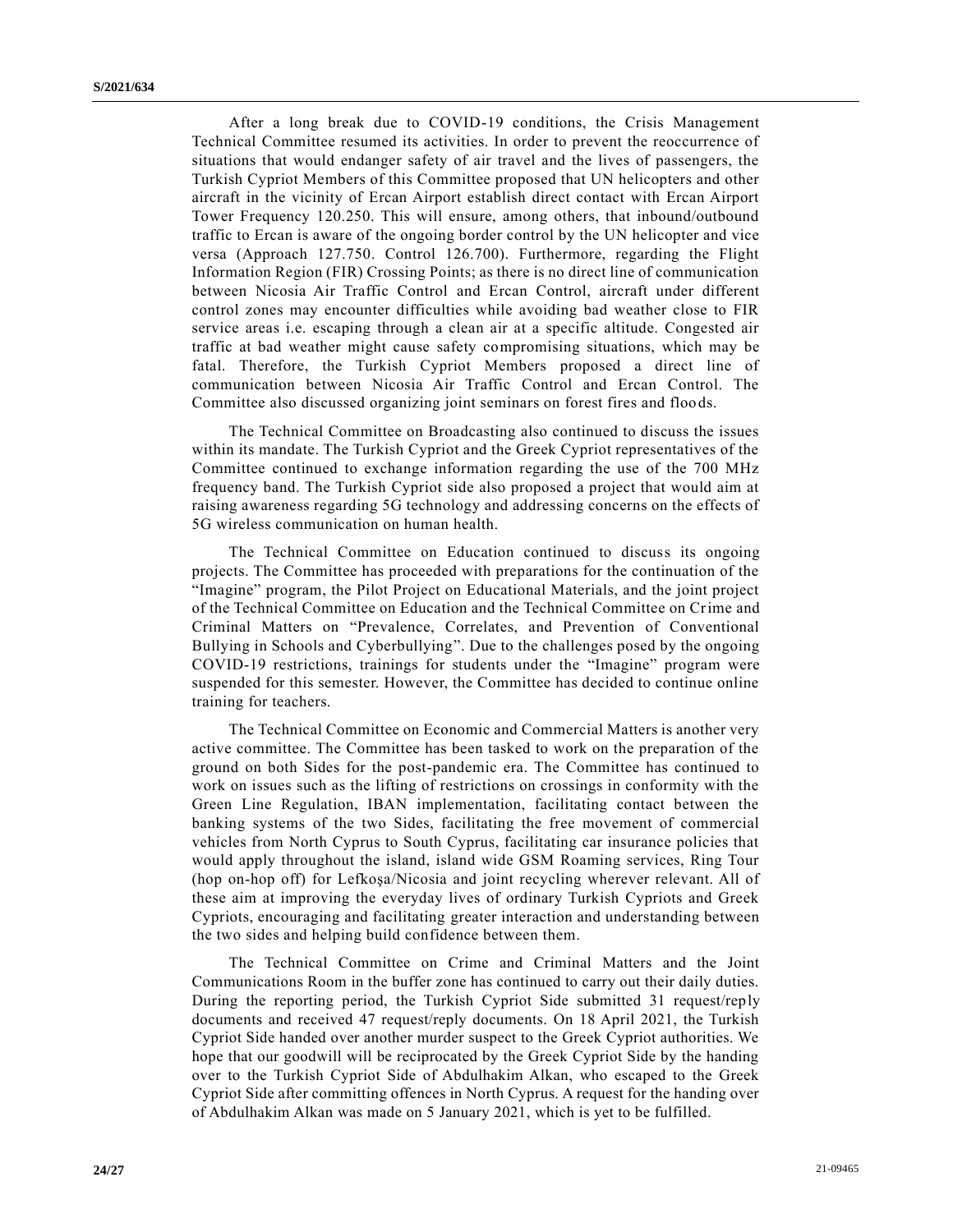After a long break due to COVID-19 conditions, the Crisis Management Technical Committee resumed its activities. In order to prevent the reoccurrence of situations that would endanger safety of air travel and the lives of passengers, the Turkish Cypriot Members of this Committee proposed that UN helicopters and other aircraft in the vicinity of Ercan Airport establish direct contact with Ercan Airport Tower Frequency 120.250. This will ensure, among others, that inbound/outbound traffic to Ercan is aware of the ongoing border control by the UN helicopter and vice versa (Approach 127.750. Control 126.700). Furthermore, regarding the Flight Information Region (FIR) Crossing Points; as there is no direct line of communication between Nicosia Air Traffic Control and Ercan Control, aircraft under different control zones may encounter difficulties while avoiding bad weather close to FIR service areas i.e. escaping through a clean air at a specific altitude. Congested air traffic at bad weather might cause safety compromising situations, which may be fatal. Therefore, the Turkish Cypriot Members proposed a direct line of communication between Nicosia Air Traffic Control and Ercan Control. The Committee also discussed organizing joint seminars on forest fires and floods.

The Technical Committee on Broadcasting also continued to discuss the issues within its mandate. The Turkish Cypriot and the Greek Cypriot representatives of the Committee continued to exchange information regarding the use of the 700 MHz frequency band. The Turkish Cypriot side also proposed a project that would aim at raising awareness regarding 5G technology and addressing concerns on the effects of 5G wireless communication on human health.

The Technical Committee on Education continued to discuss its ongoing projects. The Committee has proceeded with preparations for the continuation of the "Imagine" program, the Pilot Project on Educational Materials, and the joint project of the Technical Committee on Education and the Technical Committee on Crime and Criminal Matters on "Prevalence, Correlates, and Prevention of Conventional Bullying in Schools and Cyberbullying". Due to the challenges posed by the ongoing COVID-19 restrictions, trainings for students under the "Imagine" program were suspended for this semester. However, the Committee has decided to continue online training for teachers.

The Technical Committee on Economic and Commercial Matters is another very active committee. The Committee has been tasked to work on the preparation of the ground on both Sides for the post-pandemic era. The Committee has continued to work on issues such as the lifting of restrictions on crossings in conformity with the Green Line Regulation, IBAN implementation, facilitating contact between the banking systems of the two Sides, facilitating the free movement of commercial vehicles from North Cyprus to South Cyprus, facilitating car insurance policies that would apply throughout the island, island wide GSM Roaming services, Ring Tour (hop on-hop off) for Lefkoşa/Nicosia and joint recycling wherever relevant. All of these aim at improving the everyday lives of ordinary Turkish Cypriots and Greek Cypriots, encouraging and facilitating greater interaction and understanding between the two sides and helping build confidence between them.

The Technical Committee on Crime and Criminal Matters and the Joint Communications Room in the buffer zone has continued to carry out their daily duties. During the reporting period, the Turkish Cypriot Side submitted 31 request/reply documents and received 47 request/reply documents. On 18 April 2021, the Turkish Cypriot Side handed over another murder suspect to the Greek Cypriot authorities. We hope that our goodwill will be reciprocated by the Greek Cypriot Side by the handing over to the Turkish Cypriot Side of Abdulhakim Alkan, who escaped to the Greek Cypriot Side after committing offences in North Cyprus. A request for the handing over of Abdulhakim Alkan was made on 5 January 2021, which is yet to be fulfilled.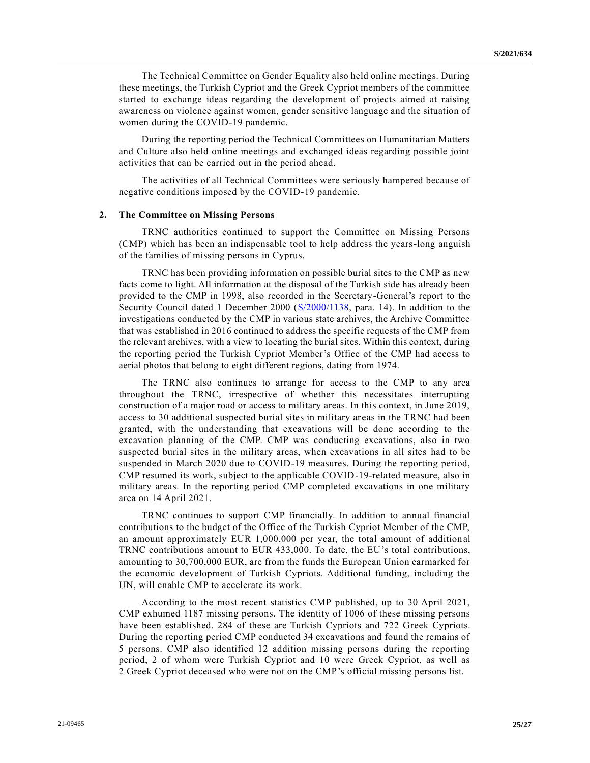The Technical Committee on Gender Equality also held online meetings. During these meetings, the Turkish Cypriot and the Greek Cypriot members of the committee started to exchange ideas regarding the development of projects aimed at raising awareness on violence against women, gender sensitive language and the situation of women during the COVID-19 pandemic.

During the reporting period the Technical Committees on Humanitarian Matters and Culture also held online meetings and exchanged ideas regarding possible joint activities that can be carried out in the period ahead.

The activities of all Technical Committees were seriously hampered because of negative conditions imposed by the COVID-19 pandemic.

## 2. The Committee on Missing Persons

TRNC authorities continued to support the Committee on Missing Persons (CMP) which has been an indispensable tool to help address the years-long anguish of the families of missing persons in Cyprus.

TRNC has been providing information on possible burial sites to the CMP as new facts come to light. All information at the disposal of the Turkish side has already been provided to the CMP in 1998, also recorded in the Secretary-General's report to the Security Council dated 1 December 2000 (S/2000/1138, para. 14). In addition to the investigations conducted by the CMP in various state archives, the Archive Committee that was established in 2016 continued to address the specific requests of the CMP from the relevant archives, with a view to locating the burial sites. Within this context, during the reporting period the Turkish Cypriot Member's Office of the CMP had access to aerial photos that belong to eight different regions, dating from 1974.

The TRNC also continues to arrange for access to the CMP to any area throughout the TRNC, irrespective of whether this necessitates interrupting construction of a major road or access to military areas. In this context, in June 2019, access to 30 additional suspected burial sites in military areas in the TRNC had been granted, with the understanding that excavations will be done according to the excavation planning of the CMP. CMP was conducting excavations, also in two suspected burial sites in the military areas, when excavations in all sites had to be suspended in March 2020 due to COVID-19 measures. During the reporting period, CMP resumed its work, subject to the applicable COVID-19-related measure, also in military areas. In the reporting period CMP completed excavations in one military area on 14 April 2021.

TRNC continues to support CMP financially. In addition to annual financial contributions to the budget of the Office of the Turkish Cypriot Member of the CMP, an amount approximately EUR 1,000,000 per year, the total amount of additional TRNC contributions amount to EUR 433,000. To date, the EU's total contributions, amounting to 30,700,000 EUR, are from the funds the European Union earmarked for the economic development of Turkish Cypriots. Additional funding, including the UN, will enable CMP to accelerate its work.

According to the most recent statistics CMP published, up to 30 April 2021, CMP exhumed 1187 missing persons. The identity of 1006 of these missing persons have been established. 284 of these are Turkish Cypriots and 722 Greek Cypriots. During the reporting period CMP conducted 34 excavations and found the remains of 5 persons. CMP also identified 12 addition missing persons during the reporting period, 2 of whom were Turkish Cypriot and 10 were Greek Cypriot, as well as 2 Greek Cypriot deceased who were not on the CMP's official missing persons list.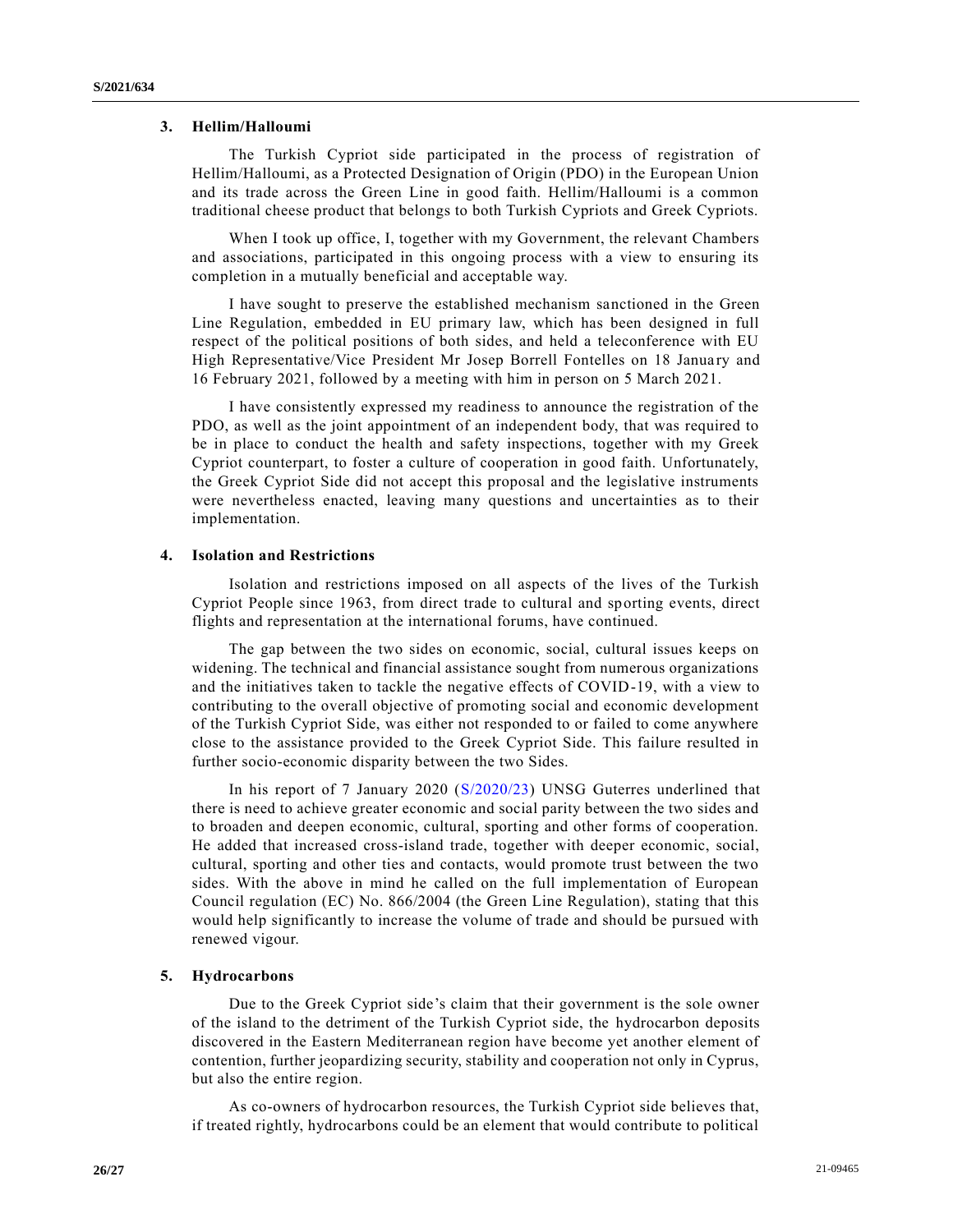### 3. Hellim/Halloumi

The Turkish Cypriot side participated in the process of registration of Hellim/Halloumi, as a Protected Designation of Origin (PDO) in the European Union and its trade across the Green Line in good faith. Hellim/Halloumi is a common traditional cheese product that belongs to both Turkish Cypriots and Greek Cypriots.

When I took up office, I, together with my Government, the relevant Chambers and associations, participated in this ongoing process with a view to ensuring its completion in a mutually beneficial and acceptable way.

I have sought to preserve the established mechanism sanctioned in the Green Line Regulation, embedded in EU primary law, which has been designed in full respect of the political positions of both sides, and held a teleconference with EU High Representative/Vice President Mr Josep Borrell Fontelles on 18 January and 16 February 2021, followed by a meeting with him in person on 5 March 2021.

I have consistently expressed my readiness to announce the registration of the PDO, as well as the joint appointment of an independent body, that was required to be in place to conduct the health and safety inspections, together with my Greek Cypriot counterpart, to foster a culture of cooperation in good faith. Unfortunately, the Greek Cypriot Side did not accept this proposal and the legislative instruments were nevertheless enacted, leaving many questions and uncertainties as to their implementation.

### 4. Isolation and Restrictions

Isolation and restrictions imposed on all aspects of the lives of the Turkish Cypriot People since 1963, from direct trade to cultural and sporting events, direct flights and representation at the international forums, have continued.

The gap between the two sides on economic, social, cultural issues keeps on widening. The technical and financial assistance sought from numerous organizations and the initiatives taken to tackle the negative effects of COVID-19, with a view to contributing to the overall objective of promoting social and economic development of the Turkish Cypriot Side, was either not responded to or failed to come anywhere close to the assistance provided to the Greek Cypriot Side. This failure resulted in further socio-economic disparity between the two Sides.

In his report of 7 January 2020 (S/2020/23) UNSG Guterres underlined that there is need to achieve greater economic and social parity between the two sides and to broaden and deepen economic, cultural, sporting and other forms of cooperation. He added that increased cross-island trade, together with deeper economic, social, cultural, sporting and other ties and contacts, would promote trust between the two sides. With the above in mind he called on the full implementation of European Council regulation (EC) No. 866/2004 (the Green Line Regulation), stating that this would help significantly to increase the volume of trade and should be pursued with renewed vigour.

### 5. Hydrocarbons

Due to the Greek Cypriot side's claim that their government is the sole owner of the island to the detriment of the Turkish Cypriot side, the hydrocarbon deposits discovered in the Eastern Mediterranean region have become yet another element of contention, further jeopardizing security, stability and cooperation not only in Cyprus, but also the entire region.

As co-owners of hydrocarbon resources, the Turkish Cypriot side believes that, if treated rightly, hydrocarbons could be an element that would contribute to political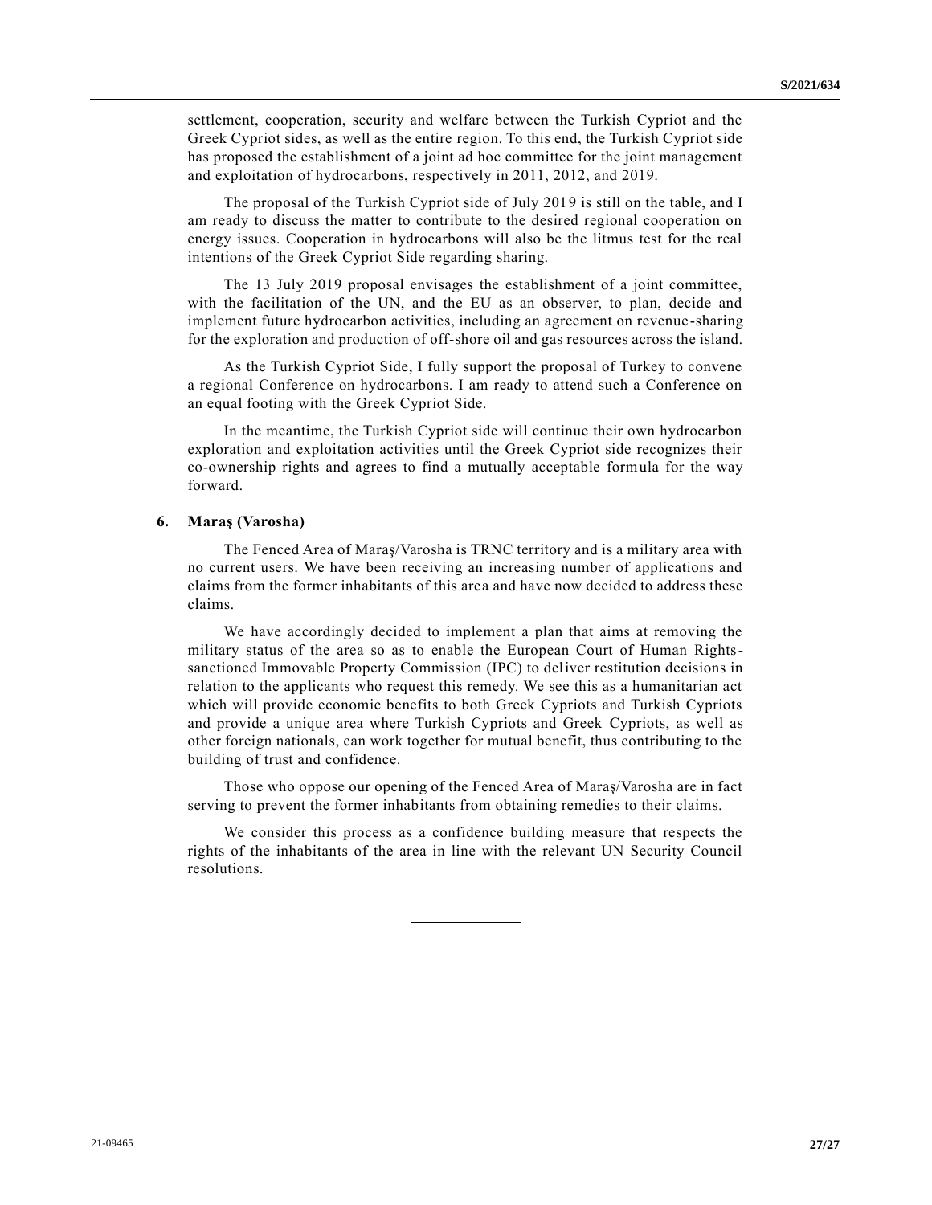settlement, cooperation, security and welfare between the Turkish Cypriot and the Greek Cypriot sides, as well as the entire region. To this end, the Turkish Cypriot side has proposed the establishment of a joint ad hoc committee for the joint management and exploitation of hydrocarbons, respectively in 2011, 2012, and 2019.

The proposal of the Turkish Cypriot side of July 2019 is still on the table, and I am ready to discuss the matter to contribute to the desired regional cooperation on energy issues. Cooperation in hydrocarbons will also be the litmus test for the real intentions of the Greek Cypriot Side regarding sharing.

The 13 July 2019 proposal envisages the establishment of a joint committee, with the facilitation of the UN, and the EU as an observer, to plan, decide and implement future hydrocarbon activities, including an agreement on revenue-sharing for the exploration and production of off-shore oil and gas resources across the island.

As the Turkish Cypriot Side, I fully support the proposal of Turkey to convene a regional Conference on hydrocarbons. I am ready to attend such a Conference on an equal footing with the Greek Cypriot Side.

In the meantime, the Turkish Cypriot side will continue their own hydrocarbon exploration and exploitation activities until the Greek Cypriot side recognizes their co-ownership rights and agrees to find a mutually acceptable formula for the way forward.

### 6. Maraş (Varosha)

The Fenced Area of Maraş/Varosha is TRNC territory and is a military area with no current users. We have been receiving an increasing number of applications and claims from the former inhabitants of this area and have now decided to address these claims.

We have accordingly decided to implement a plan that aims at removing the military status of the area so as to enable the European Court of Human Rights-sanctioned Immovable Property Commission (IPC) to deliver restitution decisions in relation to the applicants who request this remedy. We see this as a humanitarian act which will provide economic benefits to both Greek Cypriots and Turkish Cypriots and provide a unique area where Turkish Cypriots and Greek Cypriots, as well as other foreign nationals, can work together for mutual benefit, thus contributing to the building of trust and confidence.

Those who oppose our opening of the Fenced Area of Maraş/Varosha are in fact serving to prevent the former inhabitants from obtaining remedies to their claims.

We consider this process as a confidence building measure that respects the rights of the inhabitants of the area in line with the relevant UN Security Council resolutions.